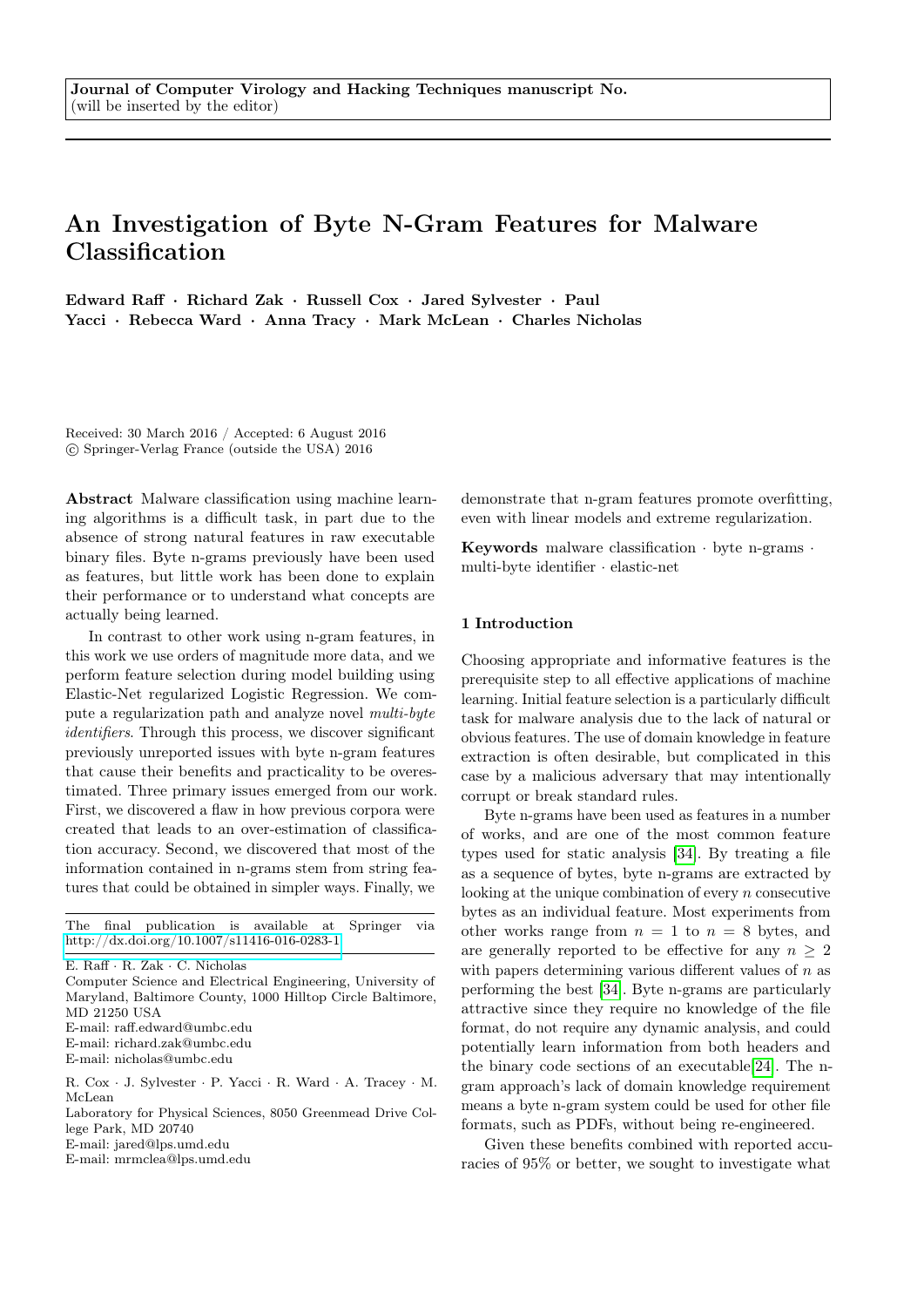Journal of Computer Virology and Hacking Techniques manuscript No.
(will be inserted by the editor)

# An Investigation of Byte N-Gram Features for Malware Classification

**Edward Raff · Richard Zak · Russell Cox · Jared Sylvester · Paul Yacci · Rebecca Ward · Anna Tracy · Mark McLean · Charles Nicholas**

Received: 30 March 2016 / Accepted: 6 August 2016
© Springer-Verlag France (outside the USA) 2016

**Abstract** Malware classification using machine learning algorithms is a difficult task, in part due to the absence of strong natural features in raw executable binary files. Byte n-grams previously have been used as features, but little work has been done to explain their performance or to understand what concepts are actually being learned.

In contrast to other work using n-gram features, in this work we use orders of magnitude more data, and we perform feature selection during model building using Elastic-Net regularized Logistic Regression. We compute a regularization path and analyze novel *multi-byte identifiers*. Through this process, we discover significant previously unreported issues with byte n-gram features that cause their benefits and practicality to be overestimated. Three primary issues emerged from our work. First, we discovered a flaw in how previous corpora were created that leads to an over-estimation of classification accuracy. Second, we discovered that most of the information contained in n-grams stem from string features that could be obtained in simpler ways. Finally, we demonstrate that n-gram features promote overfitting, even with linear models and extreme regularization.

**Keywords** malware classification · byte n-grams · multi-byte identifier · elastic-net

The final publication is available at Springer via http://dx.doi.org/10.1007/s11416-016-0283-1

E. Raff · R. Zak · C. Nicholas
Computer Science and Electrical Engineering, University of Maryland, Baltimore County, 1000 Hilltop Circle Baltimore, MD 21250 USA
E-mail: raff.edward@umbc.edu
E-mail: richard.zak@umbc.edu
E-mail: nicholas@umbc.edu

R. Cox · J. Sylvester · P. Yacci · R. Ward · A. Tracey · M. McLean
Laboratory for Physical Sciences, 8050 Greenmead Drive College Park, MD 20740
E-mail: jared@lps.umd.edu
E-mail: mrmclea@lps.umd.edu

## 1 Introduction

Choosing appropriate and informative features is the prerequisite step to all effective applications of machine learning. Initial feature selection is a particularly difficult task for malware analysis due to the lack of natural or obvious features. The use of domain knowledge in feature extraction is often desirable, but complicated in this case by a malicious adversary that may intentionally corrupt or break standard rules.

Byte n-grams have been used as features in a number of works, and are one of the most common feature types used for static analysis [34]. By treating a file as a sequence of bytes, byte n-grams are extracted by looking at the unique combination of every $n$ consecutive bytes as an individual feature. Most experiments from other works range from $n = 1$ to $n = 8$ bytes, and are generally reported to be effective for any $n \geq 2$ with papers determining various different values of $n$ as performing the best [34]. Byte n-grams are particularly attractive since they require no knowledge of the file format, do not require any dynamic analysis, and could potentially learn information from both headers and the binary code sections of an executable[24]. The n-gram approach's lack of domain knowledge requirement means a byte n-gram system could be used for other file formats, such as PDFs, without being re-engineered.

Given these benefits combined with reported accuracies of 95% or better, we sought to investigate what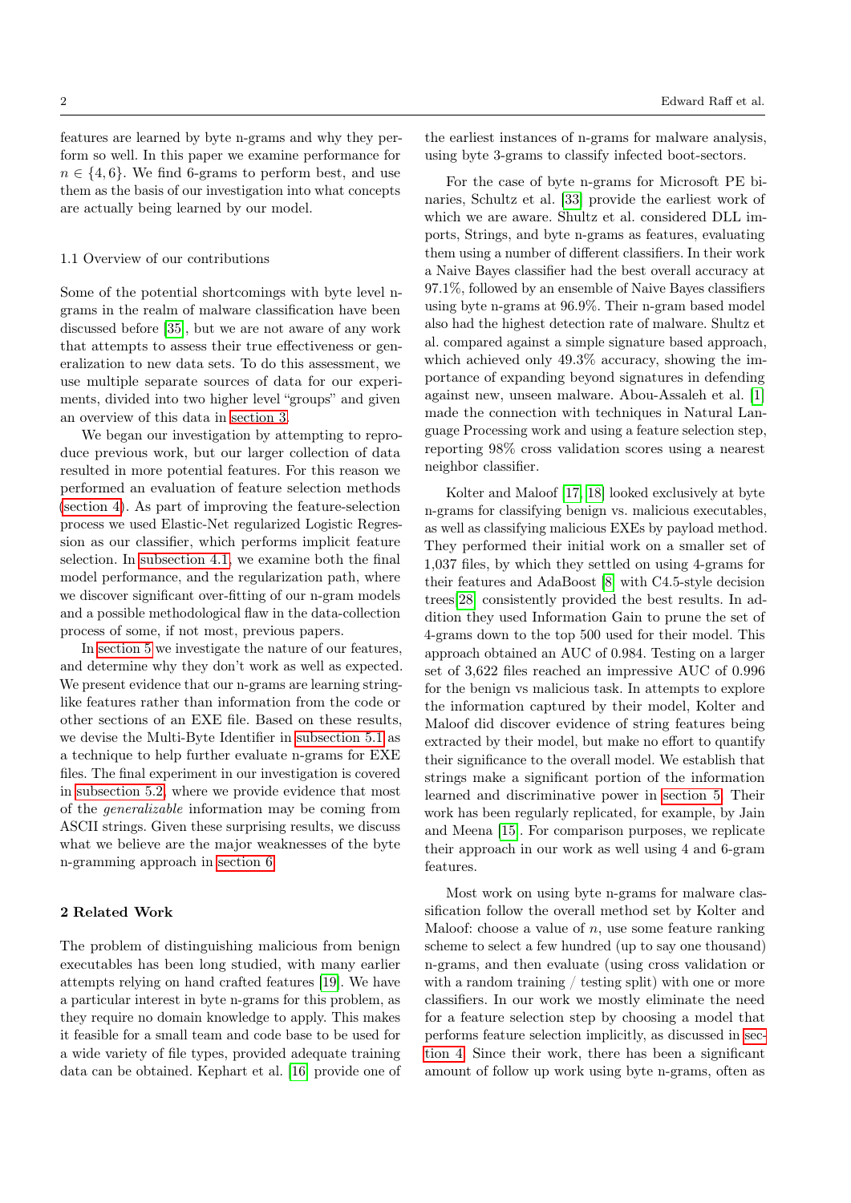features are learned by byte n-grams and why they perform so well. In this paper we examine performance for $n \in \{4, 6\}$. We find 6-grams to perform best, and use them as the basis of our investigation into what concepts are actually being learned by our model.

### 1.1 Overview of our contributions

Some of the potential shortcomings with byte level n-grams in the realm of malware classification have been discussed before [35], but we are not aware of any work that attempts to assess their true effectiveness or generalization to new data sets. To do this assessment, we use multiple separate sources of data for our experiments, divided into two higher level "groups" and given an overview of this data in section 3.

We began our investigation by attempting to reproduce previous work, but our larger collection of data resulted in more potential features. For this reason we performed an evaluation of feature selection methods (section 4). As part of improving the feature-selection process we used Elastic-Net regularized Logistic Regression as our classifier, which performs implicit feature selection. In subsection 4.1, we examine both the final model performance, and the regularization path, where we discover significant over-fitting of our n-gram models and a possible methodological flaw in the data-collection process of some, if not most, previous papers.

In section 5 we investigate the nature of our features, and determine why they don't work as well as expected. We present evidence that our n-grams are learning string-like features rather than information from the code or other sections of an EXE file. Based on these results, we devise the Multi-Byte Identifier in subsection 5.1 as a technique to help further evaluate n-grams for EXE files. The final experiment in our investigation is covered in subsection 5.2, where we provide evidence that most of the *generalizable* information may be coming from ASCII strings. Given these surprising results, we discuss what we believe are the major weaknesses of the byte n-gramming approach in section 6.

## 2 Related Work

The problem of distinguishing malicious from benign executables has been long studied, with many earlier attempts relying on hand crafted features [19]. We have a particular interest in byte n-grams for this problem, as they require no domain knowledge to apply. This makes it feasible for a small team and code base to be used for a wide variety of file types, provided adequate training data can be obtained. Kephart et al. [16] provide one of the earliest instances of n-grams for malware analysis, using byte 3-grams to classify infected boot-sectors.

For the case of byte n-grams for Microsoft PE binaries, Schultz et al. [33] provide the earliest work of which we are aware. Shultz et al. considered DLL imports, Strings, and byte n-grams as features, evaluating them using a number of different classifiers. In their work a Naive Bayes classifier had the best overall accuracy at 97.1%, followed by an ensemble of Naive Bayes classifiers using byte n-grams at 96.9%. Their n-gram based model also had the highest detection rate of malware. Shultz et al. compared against a simple signature based approach, which achieved only 49.3% accuracy, showing the importance of expanding beyond signatures in defending against new, unseen malware. Abou-Assaleh et al. [1] made the connection with techniques in Natural Language Processing work and using a feature selection step, reporting 98% cross validation scores using a nearest neighbor classifier.

Kolter and Maloof [17, 18] looked exclusively at byte n-grams for classifying benign vs. malicious executables, as well as classifying malicious EXEs by payload method. They performed their initial work on a smaller set of 1,037 files, by which they settled on using 4-grams for their features and AdaBoost [8] with C4.5-style decision trees[28] consistently provided the best results. In addition they used Information Gain to prune the set of 4-grams down to the top 500 used for their model. This approach obtained an AUC of 0.984. Testing on a larger set of 3,622 files reached an impressive AUC of 0.996 for the benign vs malicious task. In attempts to explore the information captured by their model, Kolter and Maloof did discover evidence of string features being extracted by their model, but make no effort to quantify their significance to the overall model. We establish that strings make a significant portion of the information learned and discriminative power in section 5. Their work has been regularly replicated, for example, by Jain and Meena [15]. For comparison purposes, we replicate their approach in our work as well using 4 and 6-gram features.

Most work on using byte n-grams for malware classification follow the overall method set by Kolter and Maloof: choose a value of $n$, use some feature ranking scheme to select a few hundred (up to say one thousand) n-grams, and then evaluate (using cross validation or with a random training / testing split) with one or more classifiers. In our work we mostly eliminate the need for a feature selection step by choosing a model that performs feature selection implicitly, as discussed in section 4. Since their work, there has been a significant amount of follow up work using byte n-grams, often as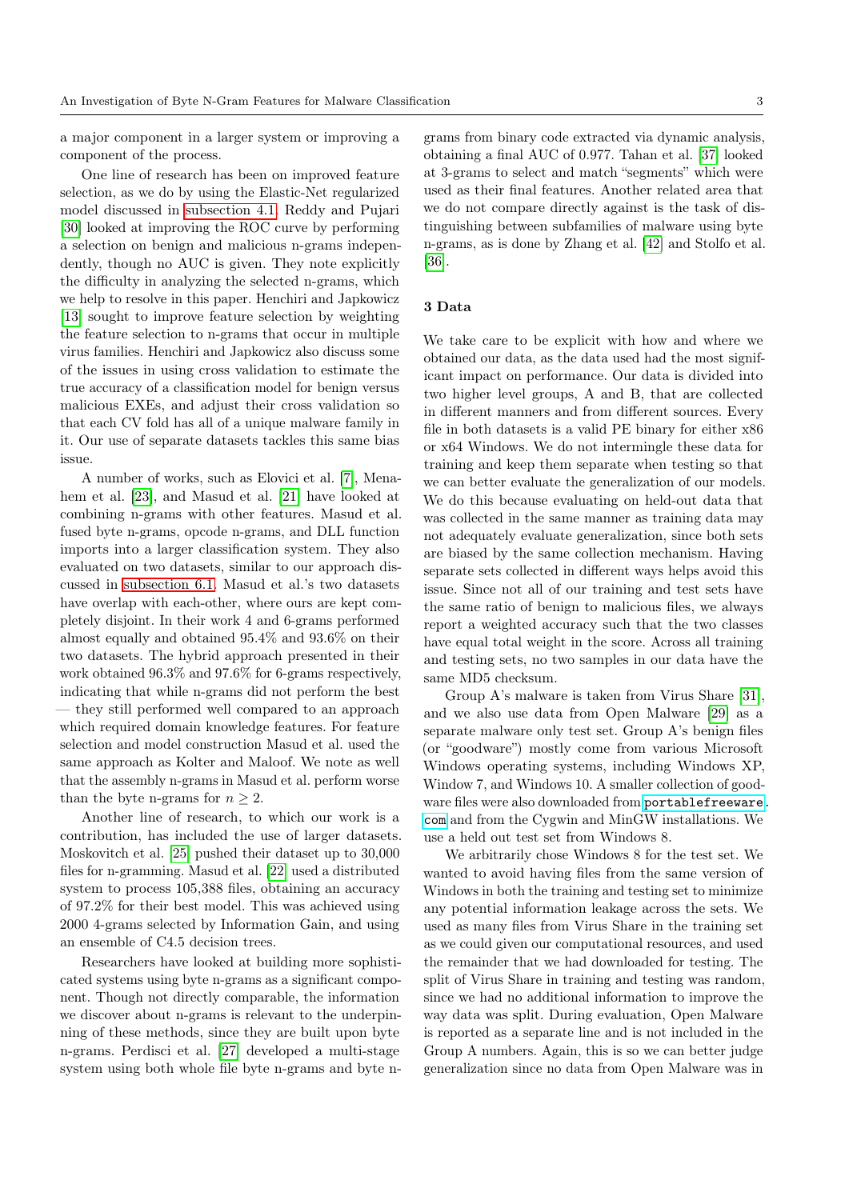a major component in a larger system or improving a component of the process.

One line of research has been on improved feature selection, as we do by using the Elastic-Net regularized model discussed in subsection 4.1. Reddy and Pujari [30] looked at improving the ROC curve by performing a selection on benign and malicious n-grams independently, though no AUC is given. They note explicitly the difficulty in analyzing the selected n-grams, which we help to resolve in this paper. Henchiri and Japkowicz [13] sought to improve feature selection by weighting the feature selection to n-grams that occur in multiple virus families. Henchiri and Japkowicz also discuss some of the issues in using cross validation to estimate the true accuracy of a classification model for benign versus malicious EXEs, and adjust their cross validation so that each CV fold has all of a unique malware family in it. Our use of separate datasets tackles this same bias issue.

A number of works, such as Elovici et al. [7], Menahem et al. [23], and Masud et al. [21] have looked at combining n-grams with other features. Masud et al. fused byte n-grams, opcode n-grams, and DLL function imports into a larger classification system. They also evaluated on two datasets, similar to our approach discussed in subsection 6.1. Masud et al.'s two datasets have overlap with each-other, where ours are kept completely disjoint. In their work 4 and 6-grams performed almost equally and obtained 95.4% and 93.6% on their two datasets. The hybrid approach presented in their work obtained 96.3% and 97.6% for 6-grams respectively, indicating that while n-grams did not perform the best — they still performed well compared to an approach which required domain knowledge features. For feature selection and model construction Masud et al. used the same approach as Kolter and Maloof. We note as well that the assembly n-grams in Masud et al. perform worse than the byte n-grams for $n \geq 2$.

Another line of research, to which our work is a contribution, has included the use of larger datasets. Moskovitch et al. [25] pushed their dataset up to 30,000 files for n-gramming. Masud et al. [22] used a distributed system to process 105,388 files, obtaining an accuracy of 97.2% for their best model. This was achieved using 2000 4-grams selected by Information Gain, and using an ensemble of C4.5 decision trees.

Researchers have looked at building more sophisticated systems using byte n-grams as a significant component. Though not directly comparable, the information we discover about n-grams is relevant to the underpinning of these methods, since they are built upon byte n-grams. Perdisci et al. [27] developed a multi-stage system using both whole file byte n-grams and byte n-grams from binary code extracted via dynamic analysis, obtaining a final AUC of 0.977. Tahan et al. [37] looked at 3-grams to select and match "segments" which were used as their final features. Another related area that we do not compare directly against is the task of distinguishing between subfamilies of malware using byte n-grams, as is done by Zhang et al. [42] and Stolfo et al. [36].

## 3 Data

We take care to be explicit with how and where we obtained our data, as the data used had the most significant impact on performance. Our data is divided into two higher level groups, A and B, that are collected in different manners and from different sources. Every file in both datasets is a valid PE binary for either x86 or x64 Windows. We do not intermingle these data for training and keep them separate when testing so that we can better evaluate the generalization of our models. We do this because evaluating on held-out data that was collected in the same manner as training data may not adequately evaluate generalization, since both sets are biased by the same collection mechanism. Having separate sets collected in different ways helps avoid this issue. Since not all of our training and test sets have the same ratio of benign to malicious files, we always report a weighted accuracy such that the two classes have equal total weight in the score. Across all training and testing sets, no two samples in our data have the same MD5 checksum.

Group A's malware is taken from Virus Share [31], and we also use data from Open Malware [29] as a separate malware only test set. Group A's benign files (or "goodware") mostly come from various Microsoft Windows operating systems, including Windows XP, Window 7, and Windows 10. A smaller collection of goodware files were also downloaded from `portablefreeware.com` and from the Cygwin and MinGW installations. We use a held out test set from Windows 8.

We arbitrarily chose Windows 8 for the test set. We wanted to avoid having files from the same version of Windows in both the training and testing set to minimize any potential information leakage across the sets. We used as many files from Virus Share in the training set as we could given our computational resources, and used the remainder that we had downloaded for testing. The split of Virus Share in training and testing was random, since we had no additional information to improve the way data was split. During evaluation, Open Malware is reported as a separate line and is not included in the Group A numbers. Again, this is so we can better judge generalization since no data from Open Malware was in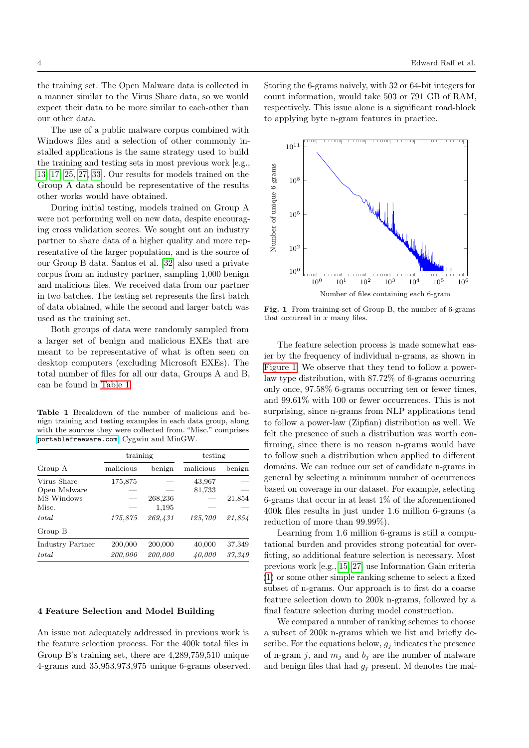the training set. The Open Malware data is collected in a manner similar to the Virus Share data, so we would expect their data to be more similar to each-other than our other data.

The use of a public malware corpus combined with Windows files and a selection of other commonly installed applications is the same strategy used to build the training and testing sets in most previous work [e.g., 13, 17, 25, 27, 33]. Our results for models trained on the Group A data should be representative of the results other works would have obtained.

During initial testing, models trained on Group A were not performing well on new data, despite encouraging cross validation scores. We sought out an industry partner to share data of a higher quality and more representative of the larger population, and is the source of our Group B data. Santos et al. [32] also used a private corpus from an industry partner, sampling 1,000 benign and malicious files. We received data from our partner in two batches. The testing set represents the first batch of data obtained, while the second and larger batch was used as the training set.

Both groups of data were randomly sampled from a larger set of benign and malicious EXEs that are meant to be representative of what is often seen on desktop computers (excluding Microsoft EXEs). The total number of files for all our data, Groups A and B, can be found in Table 1.

**Table 1** Breakdown of the number of malicious and benign training and testing examples in each data group, along with the sources they were collected from. "Misc." comprises `portablefreeware.com`, Cygwin and MinGW.

| | training | | testing | |
|---|---|---|---|---|
| Group A | malicious | benign | malicious | benign |
| Virus Share | 175,875 | — | 43,967 | — |
| Open Malware | — | — | 81,733 | — |
| MS Windows | — | 268,236 | — | 21,854 |
| Misc. | — | 1,195 | — | — |
| *total* | *175,875* | *269,431* | *125,700* | *21,854* |
| Group B | | | | |
| Industry Partner | 200,000 | 200,000 | 40,000 | 37,349 |
| *total* | *200,000* | *200,000* | *40,000* | *37,349* |

## 4 Feature Selection and Model Building

An issue not adequately addressed in previous work is the feature selection process. For the 400k total files in Group B's training set, there are 4,289,759,510 unique 4-grams and 35,953,973,975 unique 6-grams observed. Storing the 6-grams naively, with 32 or 64-bit integers for count information, would take 503 or 791 GB of RAM, respectively. This issue alone is a significant road-block to applying byte n-gram features in practice.

**Fig. 1** From training-set of Group B, the number of 6-grams that occurred in $x$ many files.

The feature selection process is made somewhat easier by the frequency of individual n-grams, as shown in Figure 1. We observe that they tend to follow a power-law type distribution, with 87.72% of 6-grams occurring only once, 97.58% 6-grams occurring ten or fewer times, and 99.61% with 100 or fewer occurrences. This is not surprising, since n-grams from NLP applications tend to follow a power-law (Zipfian) distribution as well. We felt the presence of such a distribution was worth confirming, since there is no reason n-grams would have to follow such a distribution when applied to different domains. We can reduce our set of candidate n-grams in general by selecting a minimum number of occurrences based on coverage in our dataset. For example, selecting 6-grams that occur in at least 1% of the aforementioned 400k files results in just under 1.6 million 6-grams (a reduction of more than 99.99%).

Learning from 1.6 million 6-grams is still a computational burden and provides strong potential for overfitting, so additional feature selection is necessary. Most previous work [e.g., 15, 27] use Information Gain criteria (1) or some other simple ranking scheme to select a fixed subset of n-grams. Our approach is to first do a coarse feature selection down to 200k n-grams, followed by a final feature selection during model construction.

We compared a number of ranking schemes to choose a subset of 200k n-grams which we list and briefly describe. For the equations below, $g_j$ indicates the presence of n-gram $j$, and $m_j$ and $b_j$ are the number of malware and benign files that had $g_j$ present. M denotes the mal-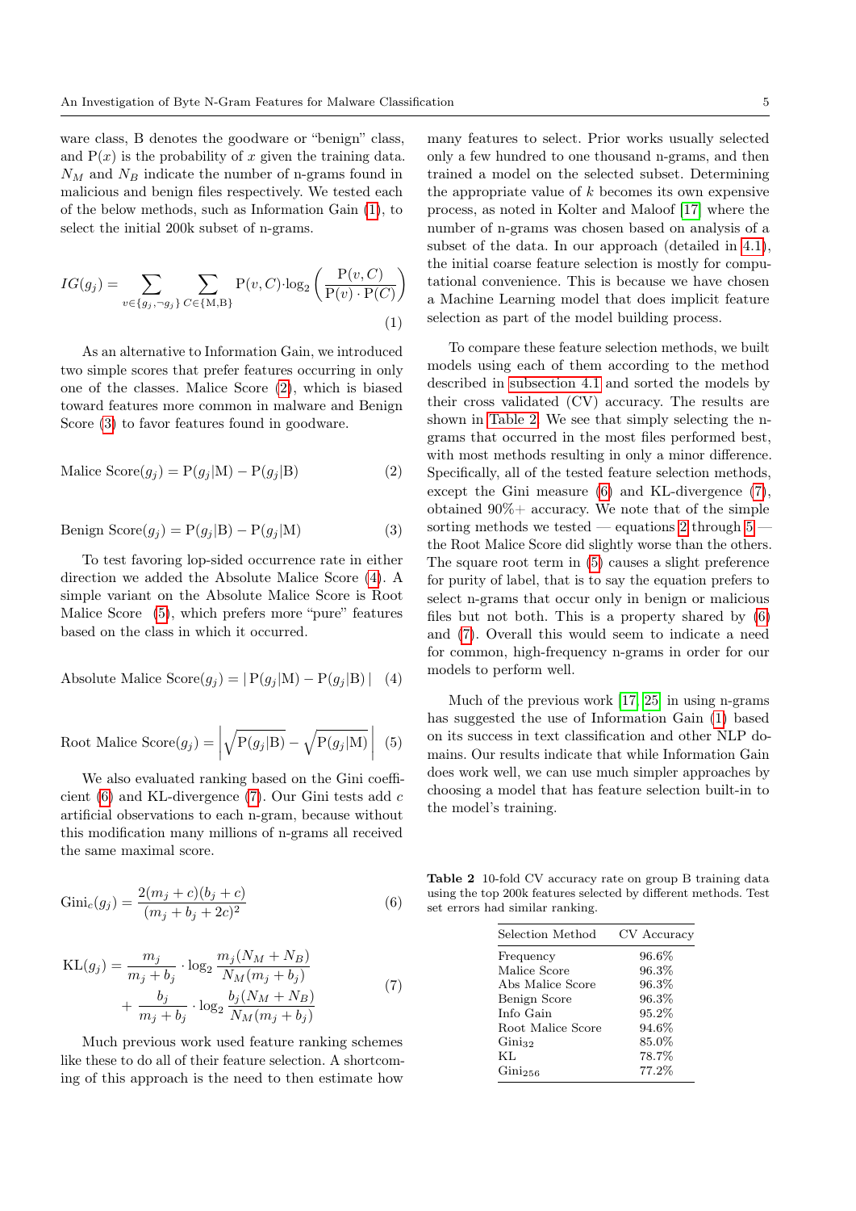ware class, B denotes the goodware or "benign" class, and P($x$) is the probability of $x$ given the training data. $N_M$ and $N_B$ indicate the number of n-grams found in malicious and benign files respectively. We tested each of the below methods, such as Information Gain (1), to select the initial 200k subset of n-grams.

$$IG(g_j) = \sum_{v \in \{g_j, \neg g_j\}} \sum_{C \in \{\text{M,B}\}} \text{P}(v, C) \cdot \log_2 \left( \frac{\text{P}(v, C)}{\text{P}(v) \cdot \text{P}(C)} \right) \tag{1}$$

As an alternative to Information Gain, we introduced two simple scores that prefer features occurring in only one of the classes. Malice Score (2), which is biased toward features more common in malware and Benign Score (3) to favor features found in goodware.

$$\text{Malice Score}(g_j) = \text{P}(g_j|\text{M}) - \text{P}(g_j|\text{B}) \tag{2}$$

$$\text{Benign Score}(g_j) = \text{P}(g_j|\text{B}) - \text{P}(g_j|\text{M}) \tag{3}$$

To test favoring lop-sided occurrence rate in either direction we added the Absolute Malice Score (4). A simple variant on the Absolute Malice Score is Root Malice Score (5), which prefers more "pure" features based on the class in which it occurred.

$$\text{Absolute Malice Score}(g_j) = |\,\text{P}(g_j|\text{M}) - \text{P}(g_j|\text{B})\,| \tag{4}$$

$$\text{Root Malice Score}(g_j) = \left| \sqrt{\text{P}(g_j|\text{B})} - \sqrt{\text{P}(g_j|\text{M})} \right| \tag{5}$$

We also evaluated ranking based on the Gini coefficient (6) and KL-divergence (7). Our Gini tests add $c$ artificial observations to each n-gram, because without this modification many millions of n-grams all received the same maximal score.

$$\text{Gini}_c(g_j) = \frac{2(m_j + c)(b_j + c)}{(m_j + b_j + 2c)^2} \tag{6}$$

$$\begin{aligned} \text{KL}(g_j) = & \frac{m_j}{m_j + b_j} \cdot \log_2 \frac{m_j(N_M + N_B)}{N_M(m_j + b_j)} \\ & + \frac{b_j}{m_j + b_j} \cdot \log_2 \frac{b_j(N_M + N_B)}{N_M(m_j + b_j)} \end{aligned} \tag{7}$$

Much previous work used feature ranking schemes like these to do all of their feature selection. A shortcoming of this approach is the need to then estimate how many features to select. Prior works usually selected only a few hundred to one thousand n-grams, and then trained a model on the selected subset. Determining the appropriate value of $k$ becomes its own expensive process, as noted in Kolter and Maloof [17] where the number of n-grams was chosen based on analysis of a subset of the data. In our approach (detailed in 4.1), the initial coarse feature selection is mostly for computational convenience. This is because we have chosen a Machine Learning model that does implicit feature selection as part of the model building process.

To compare these feature selection methods, we built models using each of them according to the method described in subsection 4.1 and sorted the models by their cross validated (CV) accuracy. The results are shown in Table 2. We see that simply selecting the n-grams that occurred in the most files performed best, with most methods resulting in only a minor difference. Specifically, all of the tested feature selection methods, except the Gini measure (6) and KL-divergence (7), obtained 90%+ accuracy. We note that of the simple sorting methods we tested — equations 2 through 5 — the Root Malice Score did slightly worse than the others. The square root term in (5) causes a slight preference for purity of label, that is to say the equation prefers to select n-grams that occur only in benign or malicious files but not both. This is a property shared by (6) and (7). Overall this would seem to indicate a need for common, high-frequency n-grams in order for our models to perform well.

Much of the previous work [17, 25] in using n-grams has suggested the use of Information Gain (1) based on its success in text classification and other NLP domains. Our results indicate that while Information Gain does work well, we can use much simpler approaches by choosing a model that has feature selection built-in to the model's training.

**Table 2** 10-fold CV accuracy rate on group B training data using the top 200k features selected by different methods. Test set errors had similar ranking.

| Selection Method | CV Accuracy |
|---|---|
| Frequency | 96.6% |
| Malice Score | 96.3% |
| Abs Malice Score | 96.3% |
| Benign Score | 96.3% |
| Info Gain | 95.2% |
| Root Malice Score | 94.6% |
| $\text{Gini}_{32}$ | 85.0% |
| KL | 78.7% |
| $\text{Gini}_{256}$ | 77.2% |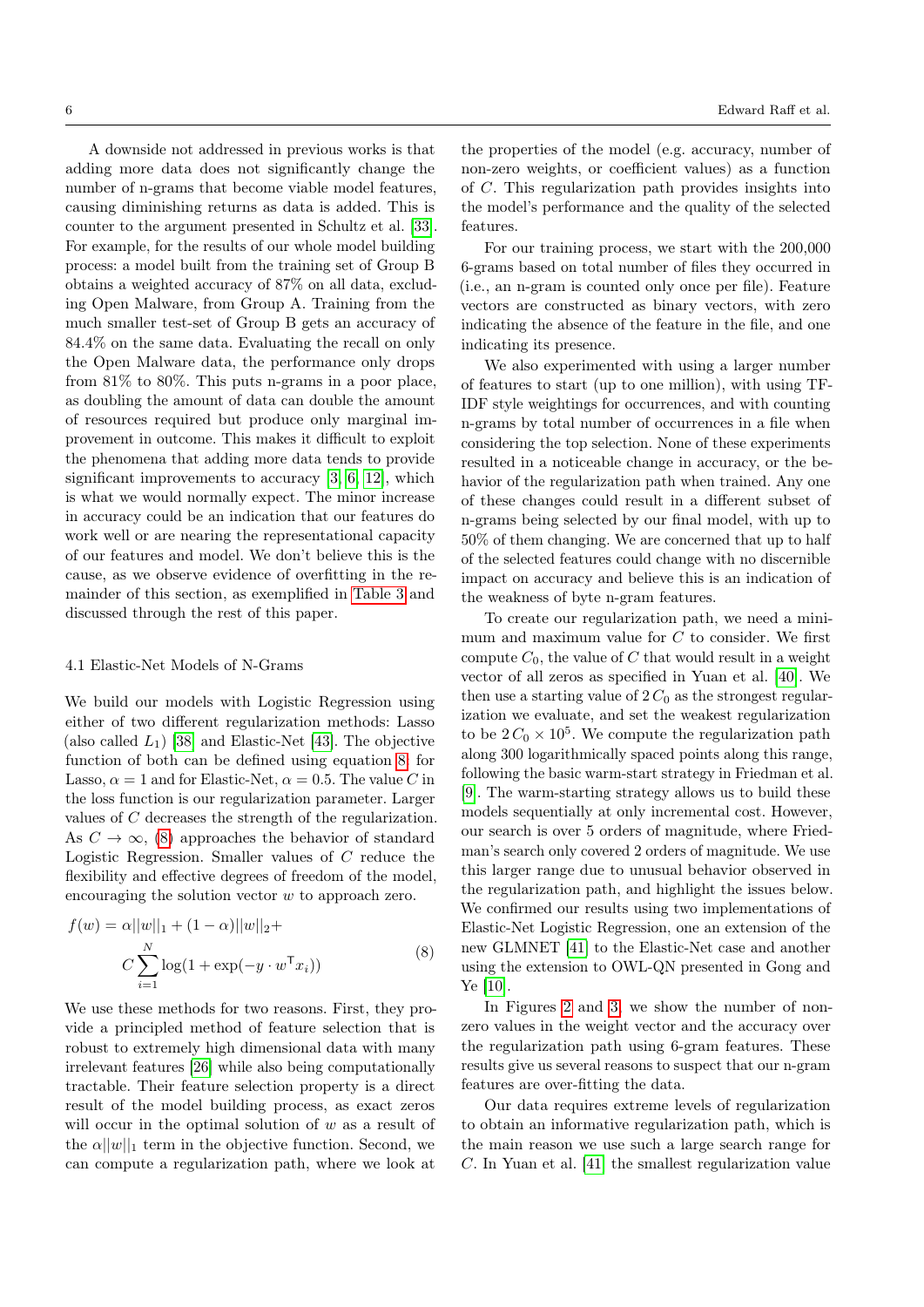A downside not addressed in previous works is that adding more data does not significantly change the number of n-grams that become viable model features, causing diminishing returns as data is added. This is counter to the argument presented in Schultz et al. [33]. For example, for the results of our whole model building process: a model built from the training set of Group B obtains a weighted accuracy of 87% on all data, excluding Open Malware, from Group A. Training from the much smaller test-set of Group B gets an accuracy of 84.4% on the same data. Evaluating the recall on only the Open Malware data, the performance only drops from 81% to 80%. This puts n-grams in a poor place, as doubling the amount of data can double the amount of resources required but produce only marginal improvement in outcome. This makes it difficult to exploit the phenomena that adding more data tends to provide significant improvements to accuracy [3, 6, 12], which is what we would normally expect. The minor increase in accuracy could be an indication that our features do work well or are nearing the representational capacity of our features and model. We don't believe this is the cause, as we observe evidence of overfitting in the remainder of this section, as exemplified in Table 3 and discussed through the rest of this paper.

### 4.1 Elastic-Net Models of N-Grams

We build our models with Logistic Regression using either of two different regularization methods: Lasso (also called $L_1$) [38] and Elastic-Net [43]. The objective function of both can be defined using equation 8: for Lasso, $\alpha = 1$ and for Elastic-Net, $\alpha = 0.5$. The value $C$ in the loss function is our regularization parameter. Larger values of $C$ decreases the strength of the regularization. As $C \to \infty$, (8) approaches the behavior of standard Logistic Regression. Smaller values of $C$ reduce the flexibility and effective degrees of freedom of the model, encouraging the solution vector $w$ to approach zero.

$$f(w) = \alpha||w||_1 + (1-\alpha)||w||_2 + C\sum_{i=1}^{N} \log(1 + \exp(-y \cdot w^{\mathsf{T}} x_i)) \tag{8}$$

We use these methods for two reasons. First, they provide a principled method of feature selection that is robust to extremely high dimensional data with many irrelevant features [26] while also being computationally tractable. Their feature selection property is a direct result of the model building process, as exact zeros will occur in the optimal solution of $w$ as a result of the $\alpha||w||_1$ term in the objective function. Second, we can compute a regularization path, where we look at the properties of the model (e.g. accuracy, number of non-zero weights, or coefficient values) as a function of $C$. This regularization path provides insights into the model's performance and the quality of the selected features.

For our training process, we start with the 200,000 6-grams based on total number of files they occurred in (i.e., an n-gram is counted only once per file). Feature vectors are constructed as binary vectors, with zero indicating the absence of the feature in the file, and one indicating its presence.

We also experimented with using a larger number of features to start (up to one million), with using TF-IDF style weightings for occurrences, and with counting n-grams by total number of occurrences in a file when considering the top selection. None of these experiments resulted in a noticeable change in accuracy, or the behavior of the regularization path when trained. Any one of these changes could result in a different subset of n-grams being selected by our final model, with up to 50% of them changing. We are concerned that up to half of the selected features could change with no discernible impact on accuracy and believe this is an indication of the weakness of byte n-gram features.

To create our regularization path, we need a minimum and maximum value for $C$ to consider. We first compute $C_0$, the value of $C$ that would result in a weight vector of all zeros as specified in Yuan et al. [40]. We then use a starting value of $2\,C_0$ as the strongest regularization we evaluate, and set the weakest regularization to be $2\,C_0 \times 10^5$. We compute the regularization path along 300 logarithmically spaced points along this range, following the basic warm-start strategy in Friedman et al. [9]. The warm-starting strategy allows us to build these models sequentially at only incremental cost. However, our search is over 5 orders of magnitude, where Friedman's search only covered 2 orders of magnitude. We use this larger range due to unusual behavior observed in the regularization path, and highlight the issues below. We confirmed our results using two implementations of Elastic-Net Logistic Regression, one an extension of the new GLMNET [41] to the Elastic-Net case and another using the extension to OWL-QN presented in Gong and Ye [10].

In Figures 2 and 3, we show the number of non-zero values in the weight vector and the accuracy over the regularization path using 6-gram features. These results give us several reasons to suspect that our n-gram features are over-fitting the data.

Our data requires extreme levels of regularization to obtain an informative regularization path, which is the main reason we use such a large search range for $C$. In Yuan et al. [41] the smallest regularization value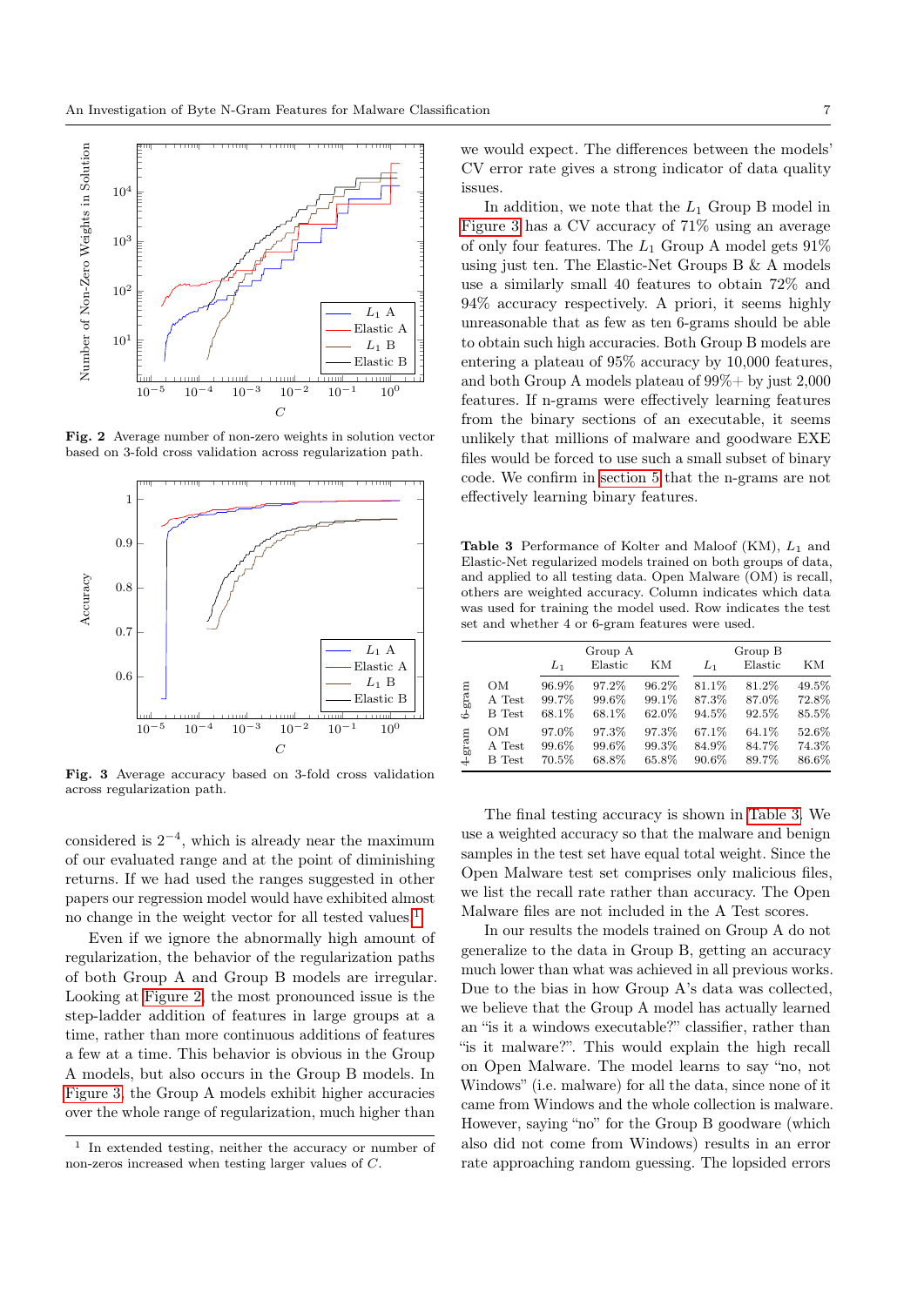**Fig. 2** Average number of non-zero weights in solution vector based on 3-fold cross validation across regularization path.

**Fig. 3** Average accuracy based on 3-fold cross validation across regularization path.

considered is $2^{-4}$, which is already near the maximum of our evaluated range and at the point of diminishing returns. If we had used the ranges suggested in other papers our regression model would have exhibited almost no change in the weight vector for all tested values[1].

Even if we ignore the abnormally high amount of regularization, the behavior of the regularization paths of both Group A and Group B models are irregular. Looking at Figure 2, the most pronounced issue is the step-ladder addition of features in large groups at a time, rather than more continuous additions of features a few at a time. This behavior is obvious in the Group A models, but also occurs in the Group B models. In Figure 3, the Group A models exhibit higher accuracies over the whole range of regularization, much higher than we would expect. The differences between the models' CV error rate gives a strong indicator of data quality issues.

In addition, we note that the $L_1$ Group B model in Figure 3 has a CV accuracy of 71% using an average of only four features. The $L_1$ Group A model gets 91% using just ten. The Elastic-Net Groups B & A models use a similarly small 40 features to obtain 72% and 94% accuracy respectively. A priori, it seems highly unreasonable that as few as ten 6-grams should be able to obtain such high accuracies. Both Group B models are entering a plateau of 95% accuracy by 10,000 features, and both Group A models plateau of 99%+ by just 2,000 features. If n-grams were effectively learning features from the binary sections of an executable, it seems unlikely that millions of malware and goodware EXE files would be forced to use such a small subset of binary code. We confirm in section 5 that the n-grams are not effectively learning binary features.

**Table 3** Performance of Kolter and Maloof (KM), $L_1$ and Elastic-Net regularized models trained on both groups of data, and applied to all testing data. Open Malware (OM) is recall, others are weighted accuracy. Column indicates which data was used for training the model used. Row indicates the test set and whether 4 or 6-gram features were used.

| | | Group A | | | Group B | | |
|---|---|---|---|---|---|---|---|
| | | $L_1$ | Elastic | KM | $L_1$ | Elastic | KM |
| 6-gram | OM | 96.9% | 97.2% | 96.2% | 81.1% | 81.2% | 49.5% |
| | A Test | 99.7% | 99.6% | 99.1% | 87.3% | 87.0% | 72.8% |
| | B Test | 68.1% | 68.1% | 62.0% | 94.5% | 92.5% | 85.5% |
| 4-gram | OM | 97.0% | 97.3% | 97.3% | 67.1% | 64.1% | 52.6% |
| | A Test | 99.6% | 99.6% | 99.3% | 84.9% | 84.7% | 74.3% |
| | B Test | 70.5% | 68.8% | 65.8% | 90.6% | 89.7% | 86.6% |

The final testing accuracy is shown in Table 3. We use a weighted accuracy so that the malware and benign samples in the test set have equal total weight. Since the Open Malware test set comprises only malicious files, we list the recall rate rather than accuracy. The Open Malware files are not included in the A Test scores.

In our results the models trained on Group A do not generalize to the data in Group B, getting an accuracy much lower than what was achieved in all previous works. Due to the bias in how Group A's data was collected, we believe that the Group A model has actually learned an "is it a windows executable?" classifier, rather than "is it malware?". This would explain the high recall on Open Malware. The model learns to say "no, not Windows" (i.e. malware) for all the data, since none of it came from Windows and the whole collection is malware. However, saying "no" for the Group B goodware (which also did not come from Windows) results in an error rate approaching random guessing. The lopsided errors

[1] In extended testing, neither the accuracy or number of non-zeros increased when testing larger values of $C$.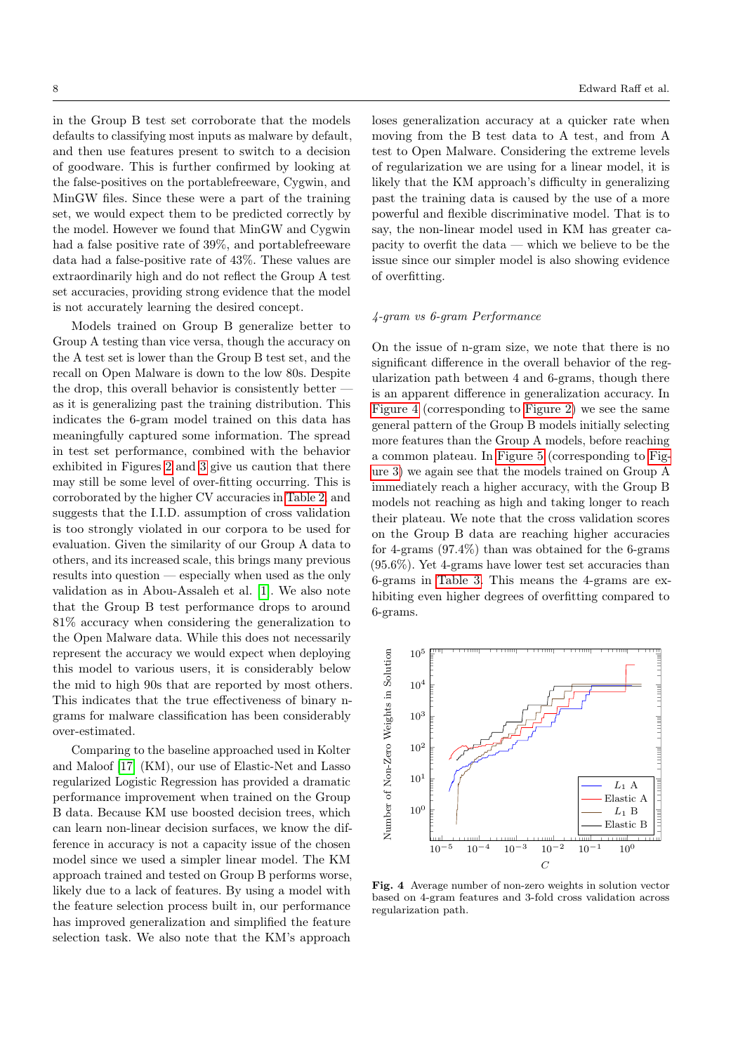in the Group B test set corroborate that the models defaults to classifying most inputs as malware by default, and then use features present to switch to a decision of goodware. This is further confirmed by looking at the false-positives on the portablefreeware, Cygwin, and MinGW files. Since these were a part of the training set, we would expect them to be predicted correctly by the model. However we found that MinGW and Cygwin had a false positive rate of 39%, and portablefreeware data had a false-positive rate of 43%. These values are extraordinarily high and do not reflect the Group A test set accuracies, providing strong evidence that the model is not accurately learning the desired concept.

Models trained on Group B generalize better to Group A testing than vice versa, though the accuracy on the A test set is lower than the Group B test set, and the recall on Open Malware is down to the low 80s. Despite the drop, this overall behavior is consistently better — as it is generalizing past the training distribution. This indicates the 6-gram model trained on this data has meaningfully captured some information. The spread in test set performance, combined with the behavior exhibited in Figures 2 and 3 give us caution that there may still be some level of over-fitting occurring. This is corroborated by the higher CV accuracies in Table 2, and suggests that the I.I.D. assumption of cross validation is too strongly violated in our corpora to be used for evaluation. Given the similarity of our Group A data to others, and its increased scale, this brings many previous results into question — especially when used as the only validation as in Abou-Assaleh et al. [1]. We also note that the Group B test performance drops to around 81% accuracy when considering the generalization to the Open Malware data. While this does not necessarily represent the accuracy we would expect when deploying this model to various users, it is considerably below the mid to high 90s that are reported by most others. This indicates that the true effectiveness of binary n-grams for malware classification has been considerably over-estimated.

Comparing to the baseline approached used in Kolter and Maloof [17] (KM), our use of Elastic-Net and Lasso regularized Logistic Regression has provided a dramatic performance improvement when trained on the Group B data. Because KM use boosted decision trees, which can learn non-linear decision surfaces, we know the difference in accuracy is not a capacity issue of the chosen model since we used a simpler linear model. The KM approach trained and tested on Group B performs worse, likely due to a lack of features. By using a model with the feature selection process built in, our performance has improved generalization and simplified the feature selection task. We also note that the KM's approach loses generalization accuracy at a quicker rate when moving from the B test data to A test, and from A test to Open Malware. Considering the extreme levels of regularization we are using for a linear model, it is likely that the KM approach's difficulty in generalizing past the training data is caused by the use of a more powerful and flexible discriminative model. That is to say, the non-linear model used in KM has greater capacity to overfit the data — which we believe to be the issue since our simpler model is also showing evidence of overfitting.

*4-gram vs 6-gram Performance*

On the issue of n-gram size, we note that there is no significant difference in the overall behavior of the regularization path between 4 and 6-grams, though there is an apparent difference in generalization accuracy. In Figure 4 (corresponding to Figure 2) we see the same general pattern of the Group B models initially selecting more features than the Group A models, before reaching a common plateau. In Figure 5 (corresponding to Figure 3) we again see that the models trained on Group A immediately reach a higher accuracy, with the Group B models not reaching as high and taking longer to reach their plateau. We note that the cross validation scores on the Group B data are reaching higher accuracies for 4-grams (97.4%) than was obtained for the 6-grams (95.6%). Yet 4-grams have lower test set accuracies than 6-grams in Table 3. This means the 4-grams are exhibiting even higher degrees of overfitting compared to 6-grams.

**Fig. 4** Average number of non-zero weights in solution vector based on 4-gram features and 3-fold cross validation across regularization path.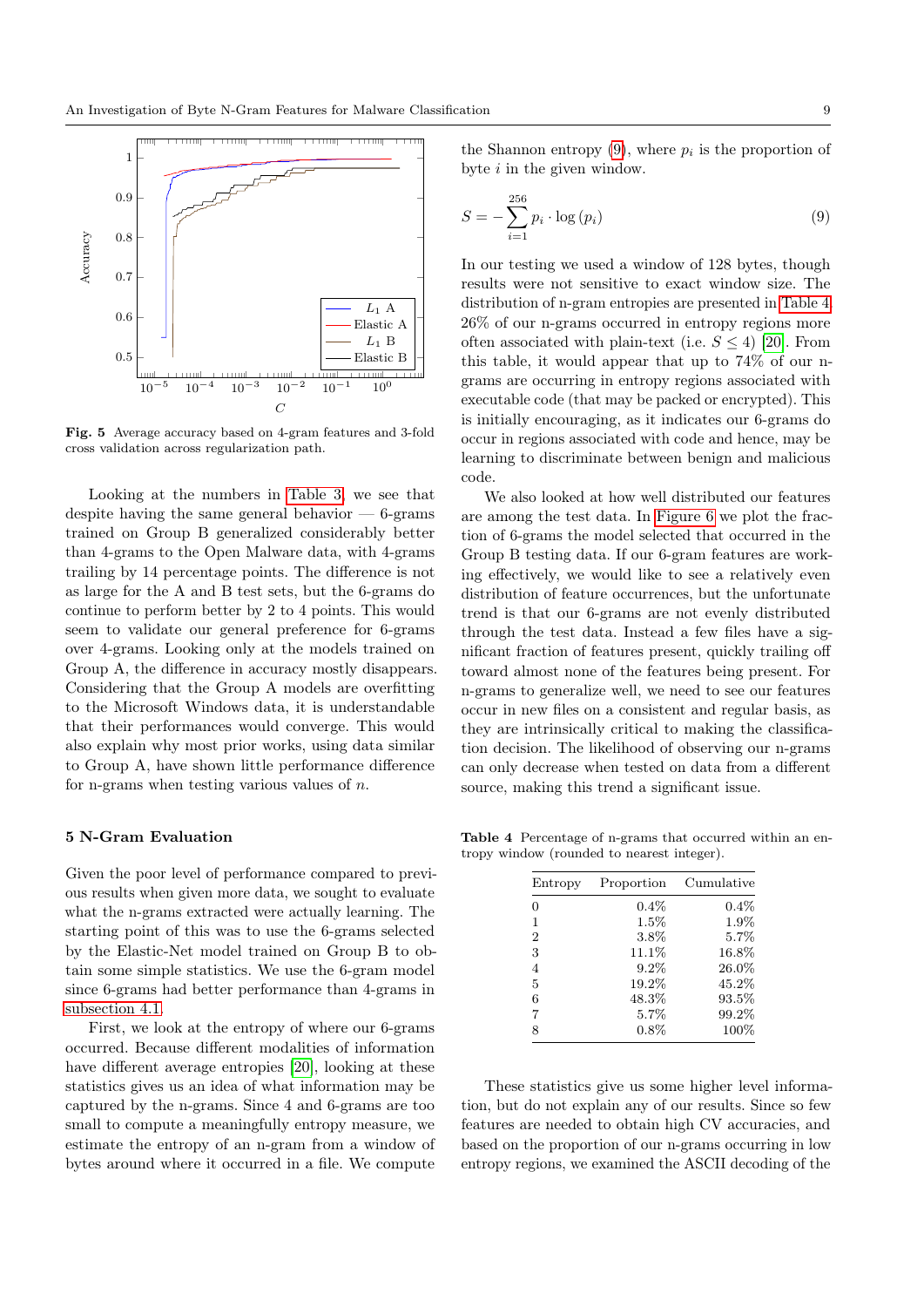Fig. 5 Average accuracy based on 4-gram features and 3-fold cross validation across regularization path.

Looking at the numbers in Table 3, we see that despite having the same general behavior — 6-grams trained on Group B generalized considerably better than 4-grams to the Open Malware data, with 4-grams trailing by 14 percentage points. The difference is not as large for the A and B test sets, but the 6-grams do continue to perform better by 2 to 4 points. This would seem to validate our general preference for 6-grams over 4-grams. Looking only at the models trained on Group A, the difference in accuracy mostly disappears. Considering that the Group A models are overfitting to the Microsoft Windows data, it is understandable that their performances would converge. This would also explain why most prior works, using data similar to Group A, have shown little performance difference for n-grams when testing various values of $n$.

## 5 N-Gram Evaluation

Given the poor level of performance compared to previous results when given more data, we sought to evaluate what the n-grams extracted were actually learning. The starting point of this was to use the 6-grams selected by the Elastic-Net model trained on Group B to obtain some simple statistics. We use the 6-gram model since 6-grams had better performance than 4-grams in subsection 4.1.

First, we look at the entropy of where our 6-grams occurred. Because different modalities of information have different average entropies [20], looking at these statistics gives us an idea of what information may be captured by the n-grams. Since 4 and 6-grams are too small to compute a meaningfully entropy measure, we estimate the entropy of an n-gram from a window of bytes around where it occurred in a file. We compute the Shannon entropy (9), where $p_i$ is the proportion of byte $i$ in the given window.

$$S = -\sum_{i=1}^{256} p_i \cdot \log(p_i) \tag{9}$$

In our testing we used a window of 128 bytes, though results were not sensitive to exact window size. The distribution of n-gram entropies are presented in Table 4. 26% of our n-grams occurred in entropy regions more often associated with plain-text (i.e. $S \leq 4$) [20]. From this table, it would appear that up to 74% of our n-grams are occurring in entropy regions associated with executable code (that may be packed or encrypted). This is initially encouraging, as it indicates our 6-grams do occur in regions associated with code and hence, may be learning to discriminate between benign and malicious code.

We also looked at how well distributed our features are among the test data. In Figure 6 we plot the fraction of 6-grams the model selected that occurred in the Group B testing data. If our 6-gram features are working effectively, we would like to see a relatively even distribution of feature occurrences, but the unfortunate trend is that our 6-grams are not evenly distributed through the test data. Instead a few files have a significant fraction of features present, quickly trailing off toward almost none of the features being present. For n-grams to generalize well, we need to see our features occur in new files on a consistent and regular basis, as they are intrinsically critical to making the classification decision. The likelihood of observing our n-grams can only decrease when tested on data from a different source, making this trend a significant issue.

**Table 4** Percentage of n-grams that occurred within an entropy window (rounded to nearest integer).

| Entropy | Proportion | Cumulative |
|---|---|---|
| 0 | 0.4% | 0.4% |
| 1 | 1.5% | 1.9% |
| 2 | 3.8% | 5.7% |
| 3 | 11.1% | 16.8% |
| 4 | 9.2% | 26.0% |
| 5 | 19.2% | 45.2% |
| 6 | 48.3% | 93.5% |
| 7 | 5.7% | 99.2% |
| 8 | 0.8% | 100% |

These statistics give us some higher level information, but do not explain any of our results. Since so few features are needed to obtain high CV accuracies, and based on the proportion of our n-grams occurring in low entropy regions, we examined the ASCII decoding of the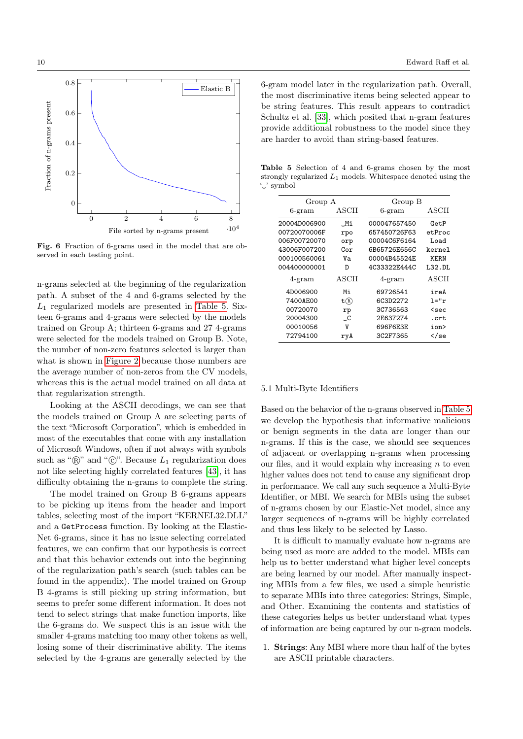Fig. 6 Fraction of 6-grams used in the model that are observed in each testing point.

n-grams selected at the beginning of the regularization path. A subset of the 4 and 6-grams selected by the $L_1$ regularized models are presented in Table 5. Sixteen 6-grams and 4-grams were selected by the models trained on Group A; thirteen 6-grams and 27 4-grams were selected for the models trained on Group B. Note, the number of non-zero features selected is larger than what is shown in Figure 2 because those numbers are the average number of non-zeros from the CV models, whereas this is the actual model trained on all data at that regularization strength.

Looking at the ASCII decodings, we can see that the models trained on Group A are selecting parts of the text "Microsoft Corporation", which is embedded in most of the executables that come with any installation of Microsoft Windows, often if not always with symbols such as "®" and "©". Because $L_1$ regularization does not like selecting highly correlated features [43], it has difficulty obtaining the n-grams to complete the string.

The model trained on Group B 6-grams appears to be picking up items from the header and import tables, selecting most of the import "KERNEL32.DLL" and a `GetProcess` function. By looking at the Elastic-Net 6-grams, since it has no issue selecting correlated features, we can confirm that our hypothesis is correct and that this behavior extends out into the beginning of the regularization path's search (such tables can be found in the appendix). The model trained on Group B 4-grams is still picking up string information, but seems to prefer some different information. It does not tend to select strings that make function imports, like the 6-grams do. We suspect this is an issue with the smaller 4-grams matching too many other tokens as well, losing some of their discriminative ability. The items selected by the 4-grams are generally selected by the 6-gram model later in the regularization path. Overall, the most discriminative items being selected appear to be string features. This result appears to contradict Schultz et al. [33], which posited that n-gram features provide additional robustness to the model since they are harder to avoid than string-based features.

Table 5 Selection of 4 and 6-grams chosen by the most strongly regularized $L_1$ models. Whitespace denoted using the '␣' symbol

| Group A | | Group B | |
|---|---|---|---|
| 6-gram | ASCII | 6-gram | ASCII |
| 20004D006900 | ␣Mi | 000047657450 | GetP |
| 00720070006F | rpo | 657450726F63 | etProc |
| 006F00720070 | orp | 00004C6F6164 | Load |
| 43006F007200 | Cor | 6B65726E656C | kernel |
| 000100560061 | Va | 00004B45524E | KERN |
| 004400000001 | D | 4C33322E444C | L32.DL |
| **4-gram** | **ASCII** | **4-gram** | **ASCII** |
| 4D006900 | Mi | 69726541 | ireA |
| 7400AE00 | t® | 6C3D2272 | l="r |
| 00720070 | rp | 3C736563 | <sec |
| 20004300 | ␣C | 2E637274 | .crt |
| 00010056 | V | 696F6E3E | ion> |
| 72794100 | ryA | 3C2F7365 | </se |

### 5.1 Multi-Byte Identifiers

Based on the behavior of the n-grams observed in Table 5 we develop the hypothesis that informative malicious or benign segments in the data are longer than our n-grams. If this is the case, we should see sequences of adjacent or overlapping n-grams when processing our files, and it would explain why increasing $n$ to even higher values does not tend to cause any significant drop in performance. We call any such sequence a Multi-Byte Identifier, or MBI. We search for MBIs using the subset of n-grams chosen by our Elastic-Net model, since any larger sequences of n-grams will be highly correlated and thus less likely to be selected by Lasso.

It is difficult to manually evaluate how n-grams are being used as more are added to the model. MBIs can help us to better understand what higher level concepts are being learned by our model. After manually inspecting MBIs from a few files, we used a simple heuristic to separate MBIs into three categories: Strings, Simple, and Other. Examining the contents and statistics of these categories helps us better understand what types of information are being captured by our n-gram models.

1. **Strings**: Any MBI where more than half of the bytes are ASCII printable characters.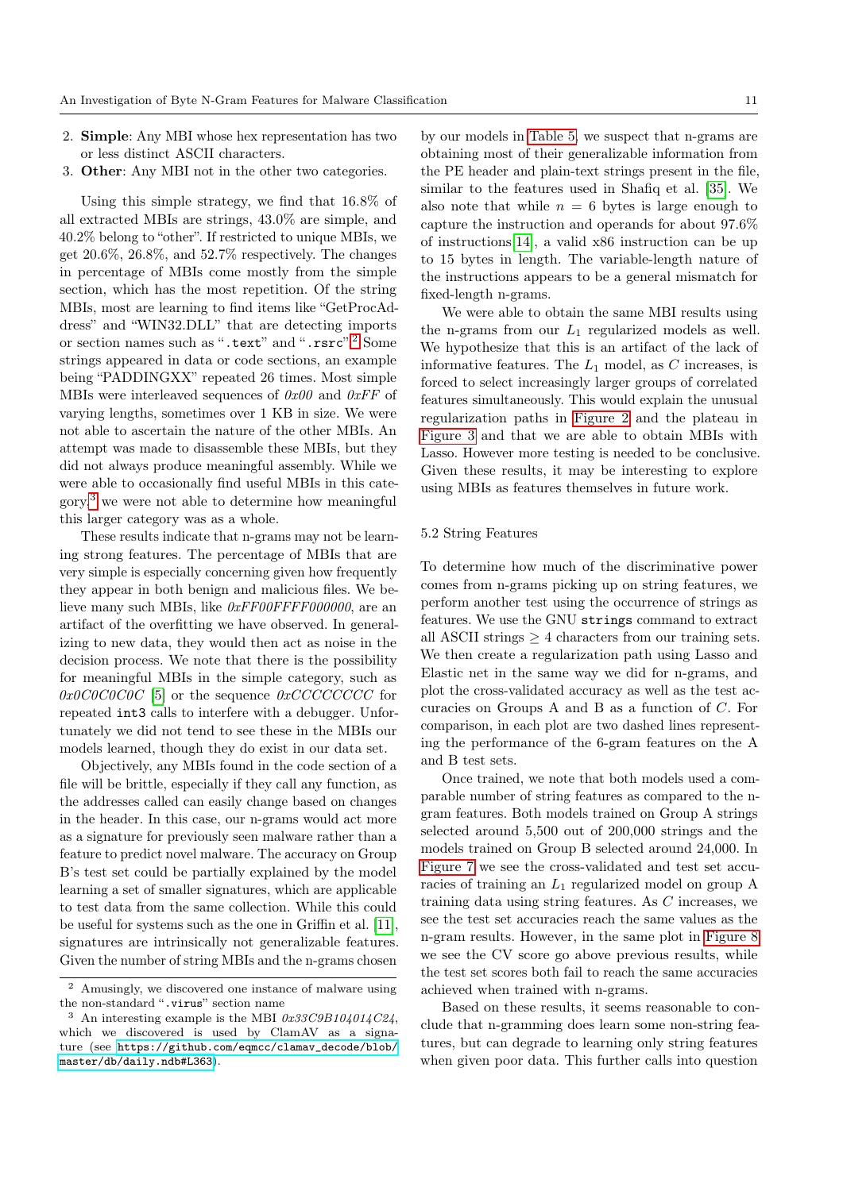2. **Simple**: Any MBI whose hex representation has two or less distinct ASCII characters.
3. **Other**: Any MBI not in the other two categories.

Using this simple strategy, we find that 16.8% of all extracted MBIs are strings, 43.0% are simple, and 40.2% belong to "other". If restricted to unique MBIs, we get 20.6%, 26.8%, and 52.7% respectively. The changes in percentage of MBIs come mostly from the simple section, which has the most repetition. Of the string MBIs, most are learning to find items like "GetProcAddress" and "WIN32.DLL" that are detecting imports or section names such as "`.text`" and "`.rsrc`".[2] Some strings appeared in data or code sections, an example being "PADDINGXX" repeated 26 times. Most simple MBIs were interleaved sequences of *0x00* and *0xFF* of varying lengths, sometimes over 1 KB in size. We were not able to ascertain the nature of the other MBIs. An attempt was made to disassemble these MBIs, but they did not always produce meaningful assembly. While we were able to occasionally find useful MBIs in this category,[3] we were not able to determine how meaningful this larger category was as a whole.

These results indicate that n-grams may not be learning strong features. The percentage of MBIs that are very simple is especially concerning given how frequently they appear in both benign and malicious files. We believe many such MBIs, like *0xFF00FFFF000000*, are an artifact of the overfitting we have observed. In generalizing to new data, they would then act as noise in the decision process. We note that there is the possibility for meaningful MBIs in the simple category, such as *0x0C0C0C0C* [5] or the sequence *0xCCCCCCCC* for repeated `int3` calls to interfere with a debugger. Unfortunately we did not tend to see these in the MBIs our models learned, though they do exist in our data set.

Objectively, any MBIs found in the code section of a file will be brittle, especially if they call any function, as the addresses called can easily change based on changes in the header. In this case, our n-grams would act more as a signature for previously seen malware rather than a feature to predict novel malware. The accuracy on Group B's test set could be partially explained by the model learning a set of smaller signatures, which are applicable to test data from the same collection. While this could be useful for systems such as the one in Griffin et al. [11], signatures are intrinsically not generalizable features. Given the number of string MBIs and the n-grams chosen by our models in Table 5, we suspect that n-grams are obtaining most of their generalizable information from the PE header and plain-text strings present in the file, similar to the features used in Shafiq et al. [35]. We also note that while $n = 6$ bytes is large enough to capture the instruction and operands for about 97.6% of instructions [14], a valid x86 instruction can be up to 15 bytes in length. The variable-length nature of the instructions appears to be a general mismatch for fixed-length n-grams.

We were able to obtain the same MBI results using the n-grams from our $L_1$ regularized models as well. We hypothesize that this is an artifact of the lack of informative features. The $L_1$ model, as $C$ increases, is forced to select increasingly larger groups of correlated features simultaneously. This would explain the unusual regularization paths in Figure 2 and the plateau in Figure 3 and that we are able to obtain MBIs with Lasso. However more testing is needed to be conclusive. Given these results, it may be interesting to explore using MBIs as features themselves in future work.

## 5.2 String Features

To determine how much of the discriminative power comes from n-grams picking up on string features, we perform another test using the occurrence of strings as features. We use the GNU `strings` command to extract all ASCII strings $\geq 4$ characters from our training sets. We then create a regularization path using Lasso and Elastic net in the same way we did for n-grams, and plot the cross-validated accuracy as well as the test accuracies on Groups A and B as a function of $C$. For comparison, in each plot are two dashed lines representing the performance of the 6-gram features on the A and B test sets.

Once trained, we note that both models used a comparable number of string features as compared to the n-gram features. Both models trained on Group A strings selected around 5,500 out of 200,000 strings and the models trained on Group B selected around 24,000. In Figure 7 we see the cross-validated and test set accuracies of training an $L_1$ regularized model on group A training data using string features. As $C$ increases, we see the test set accuracies reach the same values as the n-gram results. However, in the same plot in Figure 8 we see the CV score go above previous results, while the test set scores both fail to reach the same accuracies achieved when trained with n-grams.

Based on these results, it seems reasonable to conclude that n-gramming does learn some non-string features, but can degrade to learning only string features when given poor data. This further calls into question

[2] Amusingly, we discovered one instance of malware using the non-standard "`.virus`" section name

[3] An interesting example is the MBI *0x33C9B104014C24*, which we discovered is used by ClamAV as a signature (see https://github.com/eqmcc/clamav_decode/blob/master/db/daily.ndb#L363).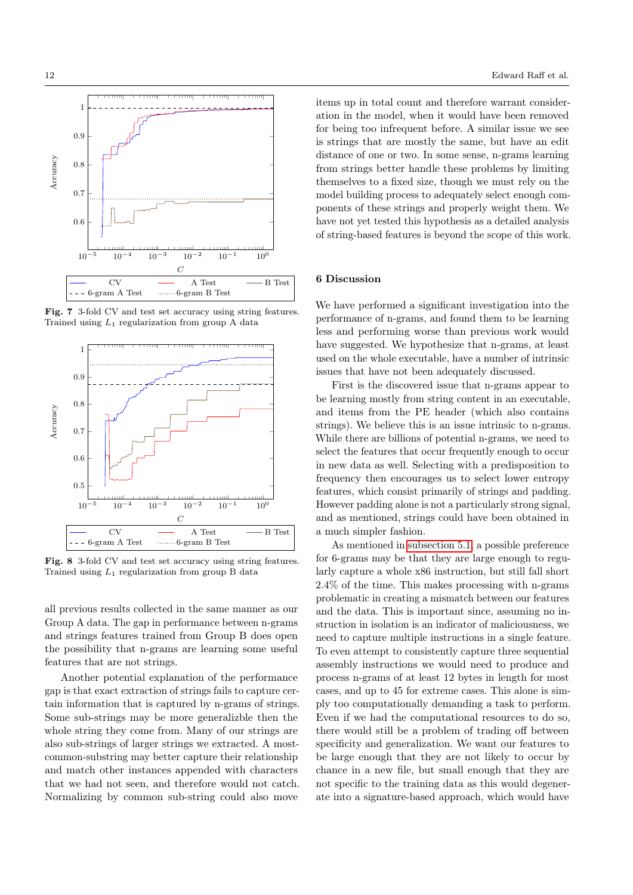Accuracy

1

0.9

0.8

0.7

0.6

$10^{-5}$ $10^{-4}$ $10^{-3}$ $10^{-2}$ $10^{-1}$ $10^{0}$

$C$

CV A Test B Test
6-gram A Test 6-gram B Test

**Fig. 7** 3-fold CV and test set accuracy using string features. Trained using $L_1$ regularization from group A data

Accuracy

1

0.9

0.8

0.7

0.6

0.5

$10^{-5}$ $10^{-4}$ $10^{-3}$ $10^{-2}$ $10^{-1}$ $10^{0}$

$C$

CV A Test B Test
6-gram A Test 6-gram B Test

**Fig. 8** 3-fold CV and test set accuracy using string features. Trained using $L_1$ regularization from group B data

all previous results collected in the same manner as our Group A data. The gap in performance between n-grams and strings features trained from Group B does open the possibility that n-grams are learning some useful features that are not strings.

Another potential explanation of the performance gap is that exact extraction of strings fails to capture certain information that is captured by n-grams of strings. Some sub-strings may be more generalizble then the whole string they come from. Many of our strings are also sub-strings of larger strings we extracted. A most-common-substring may better capture their relationship and match other instances appended with characters that we had not seen, and therefore would not catch. Normalizing by common sub-string could also move items up in total count and therefore warrant consideration in the model, when it would have been removed for being too infrequent before. A similar issue we see is strings that are mostly the same, but have an edit distance of one or two. In some sense, n-grams learning from strings better handle these problems by limiting themselves to a fixed size, though we must rely on the model building process to adequately select enough components of these strings and properly weight them. We have not yet tested this hypothesis as a detailed analysis of string-based features is beyond the scope of this work.

## 6 Discussion

We have performed a significant investigation into the performance of n-grams, and found them to be learning less and performing worse than previous work would have suggested. We hypothesize that n-grams, at least used on the whole executable, have a number of intrinsic issues that have not been adequately discussed.

First is the discovered issue that n-grams appear to be learning mostly from string content in an executable, and items from the PE header (which also contains strings). We believe this is an issue intrinsic to n-grams. While there are billions of potential n-grams, we need to select the features that occur frequently enough to occur in new data as well. Selecting with a predisposition to frequency then encourages us to select lower entropy features, which consist primarily of strings and padding. However padding alone is not a particularly strong signal, and as mentioned, strings could have been obtained in a much simpler fashion.

As mentioned in subsection 5.1, a possible preference for 6-grams may be that they are large enough to regularly capture a whole x86 instruction, but still fall short 2.4% of the time. This makes processing with n-grams problematic in creating a mismatch between our features and the data. This is important since, assuming no instruction in isolation is an indicator of maliciousness, we need to capture multiple instructions in a single feature. To even attempt to consistently capture three sequential assembly instructions we would need to produce and process n-grams of at least 12 bytes in length for most cases, and up to 45 for extreme cases. This alone is simply too computationally demanding a task to perform. Even if we had the computational resources to do so, there would still be a problem of trading off between specificity and generalization. We want our features to be large enough that they are not likely to occur by chance in a new file, but small enough that they are not specific to the training data as this would degenerate into a signature-based approach, which would have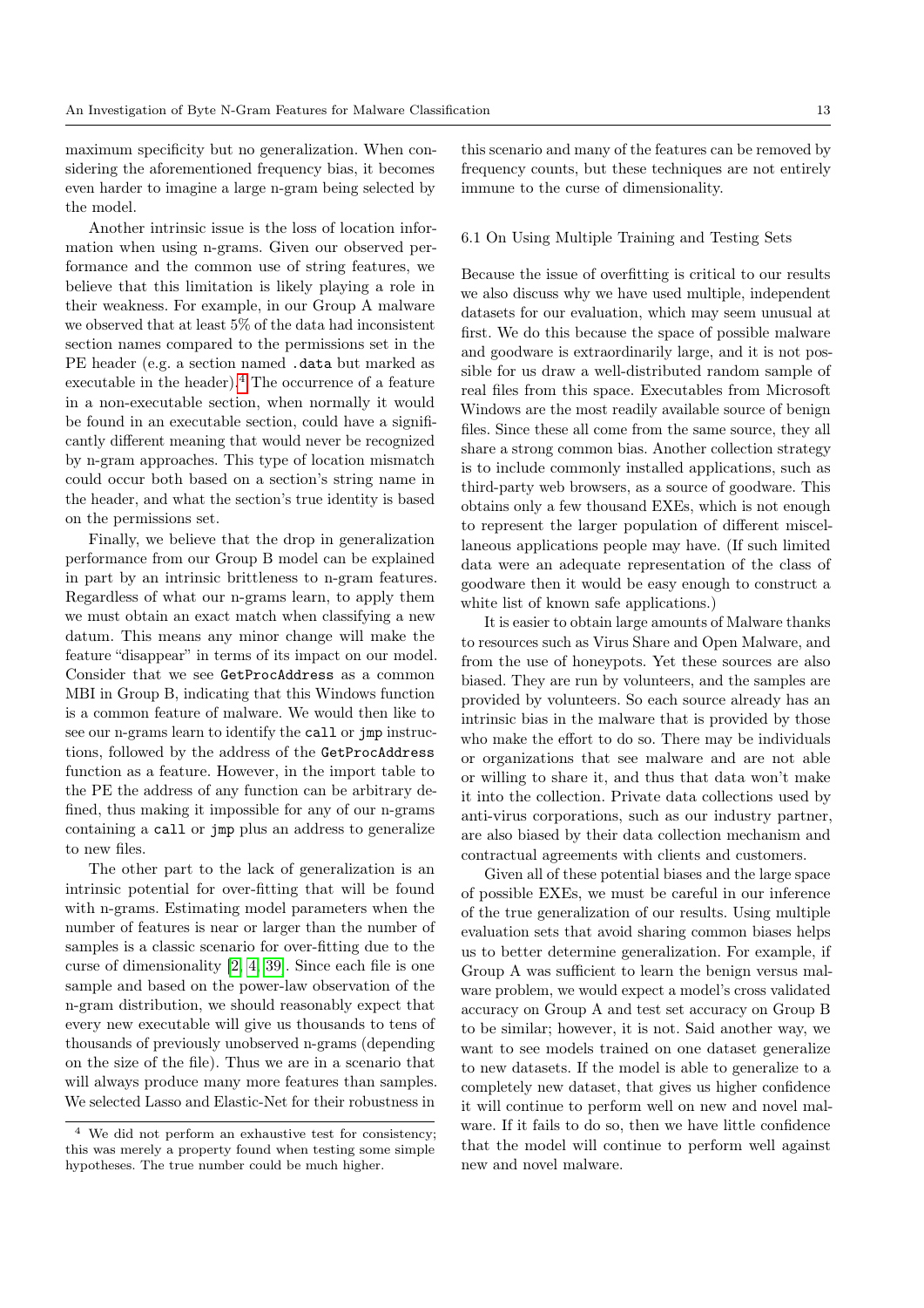maximum specificity but no generalization. When considering the aforementioned frequency bias, it becomes even harder to imagine a large n-gram being selected by the model.

Another intrinsic issue is the loss of location information when using n-grams. Given our observed performance and the common use of string features, we believe that this limitation is likely playing a role in their weakness. For example, in our Group A malware we observed that at least 5% of the data had inconsistent section names compared to the permissions set in the PE header (e.g. a section named `.data` but marked as executable in the header).[4] The occurrence of a feature in a non-executable section, when normally it would be found in an executable section, could have a significantly different meaning that would never be recognized by n-gram approaches. This type of location mismatch could occur both based on a section's string name in the header, and what the section's true identity is based on the permissions set.

Finally, we believe that the drop in generalization performance from our Group B model can be explained in part by an intrinsic brittleness to n-gram features. Regardless of what our n-grams learn, to apply them we must obtain an exact match when classifying a new datum. This means any minor change will make the feature "disappear" in terms of its impact on our model. Consider that we see `GetProcAddress` as a common MBI in Group B, indicating that this Windows function is a common feature of malware. We would then like to see our n-grams learn to identify the `call` or `jmp` instructions, followed by the address of the `GetProcAddress` function as a feature. However, in the import table to the PE the address of any function can be arbitrary defined, thus making it impossible for any of our n-grams containing a `call` or `jmp` plus an address to generalize to new files.

The other part to the lack of generalization is an intrinsic potential for over-fitting that will be found with n-grams. Estimating model parameters when the number of features is near or larger than the number of samples is a classic scenario for over-fitting due to the curse of dimensionality [2, 4, 39]. Since each file is one sample and based on the power-law observation of the n-gram distribution, we should reasonably expect that every new executable will give us thousands to tens of thousands of previously unobserved n-grams (depending on the size of the file). Thus we are in a scenario that will always produce many more features than samples. We selected Lasso and Elastic-Net for their robustness in this scenario and many of the features can be removed by frequency counts, but these techniques are not entirely immune to the curse of dimensionality.

### 6.1 On Using Multiple Training and Testing Sets

Because the issue of overfitting is critical to our results we also discuss why we have used multiple, independent datasets for our evaluation, which may seem unusual at first. We do this because the space of possible malware and goodware is extraordinarily large, and it is not possible for us draw a well-distributed random sample of real files from this space. Executables from Microsoft Windows are the most readily available source of benign files. Since these all come from the same source, they all share a strong common bias. Another collection strategy is to include commonly installed applications, such as third-party web browsers, as a source of goodware. This obtains only a few thousand EXEs, which is not enough to represent the larger population of different miscellaneous applications people may have. (If such limited data were an adequate representation of the class of goodware then it would be easy enough to construct a white list of known safe applications.)

It is easier to obtain large amounts of Malware thanks to resources such as Virus Share and Open Malware, and from the use of honeypots. Yet these sources are also biased. They are run by volunteers, and the samples are provided by volunteers. So each source already has an intrinsic bias in the malware that is provided by those who make the effort to do so. There may be individuals or organizations that see malware and are not able or willing to share it, and thus that data won't make it into the collection. Private data collections used by anti-virus corporations, such as our industry partner, are also biased by their data collection mechanism and contractual agreements with clients and customers.

Given all of these potential biases and the large space of possible EXEs, we must be careful in our inference of the true generalization of our results. Using multiple evaluation sets that avoid sharing common biases helps us to better determine generalization. For example, if Group A was sufficient to learn the benign versus malware problem, we would expect a model's cross validated accuracy on Group A and test set accuracy on Group B to be similar; however, it is not. Said another way, we want to see models trained on one dataset generalize to new datasets. If the model is able to generalize to a completely new dataset, that gives us higher confidence it will continue to perform well on new and novel malware. If it fails to do so, then we have little confidence that the model will continue to perform well against new and novel malware.

[4] We did not perform an exhaustive test for consistency; this was merely a property found when testing some simple hypotheses. The true number could be much higher.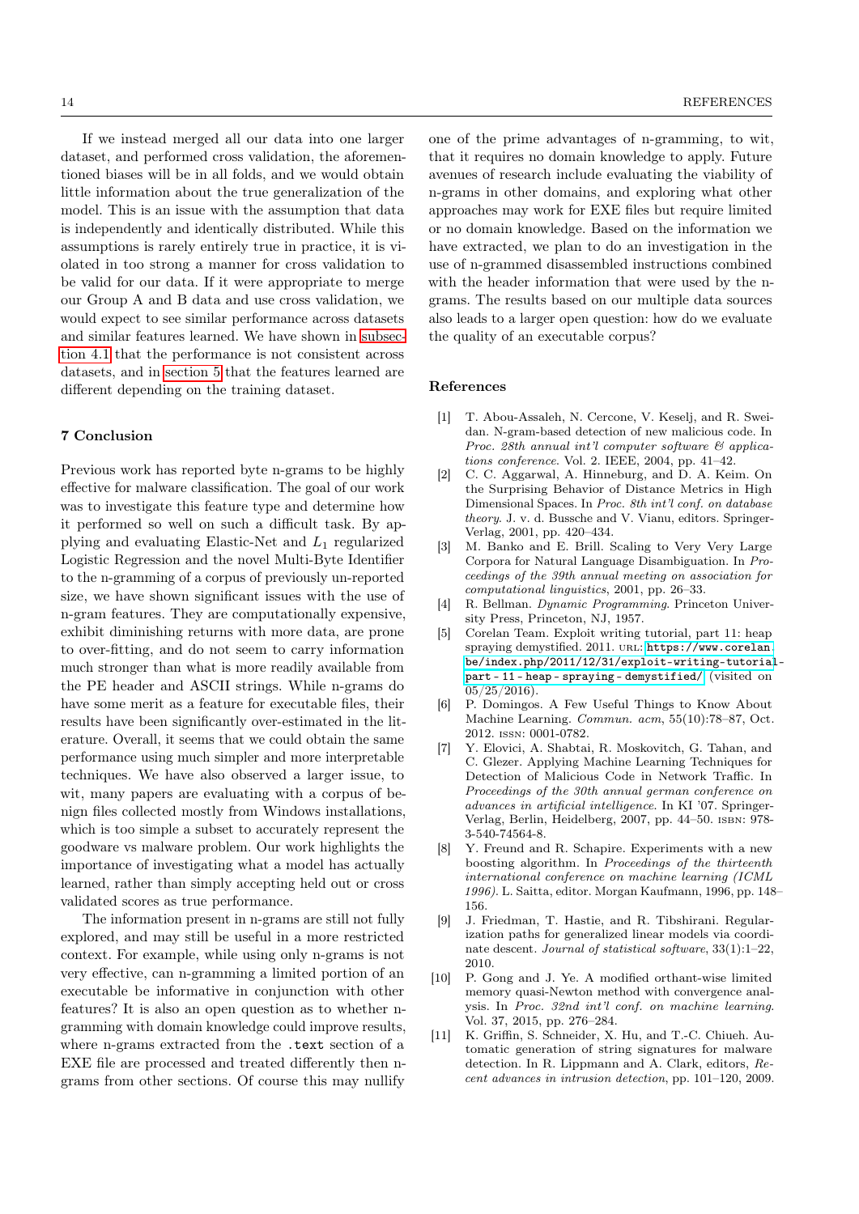If we instead merged all our data into one larger dataset, and performed cross validation, the aforementioned biases will be in all folds, and we would obtain little information about the true generalization of the model. This is an issue with the assumption that data is independently and identically distributed. While this assumptions is rarely entirely true in practice, it is violated in too strong a manner for cross validation to be valid for our data. If it were appropriate to merge our Group A and B data and use cross validation, we would expect to see similar performance across datasets and similar features learned. We have shown in subsection 4.1 that the performance is not consistent across datasets, and in section 5 that the features learned are different depending on the training dataset.

## 7 Conclusion

Previous work has reported byte n-grams to be highly effective for malware classification. The goal of our work was to investigate this feature type and determine how it performed so well on such a difficult task. By applying and evaluating Elastic-Net and $L_1$ regularized Logistic Regression and the novel Multi-Byte Identifier to the n-gramming of a corpus of previously un-reported size, we have shown significant issues with the use of n-gram features. They are computationally expensive, exhibit diminishing returns with more data, are prone to over-fitting, and do not seem to carry information much stronger than what is more readily available from the PE header and ASCII strings. While n-grams do have some merit as a feature for executable files, their results have been significantly over-estimated in the literature. Overall, it seems that we could obtain the same performance using much simpler and more interpretable techniques. We have also observed a larger issue, to wit, many papers are evaluating with a corpus of benign files collected mostly from Windows installations, which is too simple a subset to accurately represent the goodware vs malware problem. Our work highlights the importance of investigating what a model has actually learned, rather than simply accepting held out or cross validated scores as true performance.

The information present in n-grams are still not fully explored, and may still be useful in a more restricted context. For example, while using only n-grams is not very effective, can n-gramming a limited portion of an executable be informative in conjunction with other features? It is also an open question as to whether n-gramming with domain knowledge could improve results, where n-grams extracted from the `.text` section of a EXE file are processed and treated differently then n-grams from other sections. Of course this may nullify one of the prime advantages of n-gramming, to wit, that it requires no domain knowledge to apply. Future avenues of research include evaluating the viability of n-grams in other domains, and exploring what other approaches may work for EXE files but require limited or no domain knowledge. Based on the information we have extracted, we plan to do an investigation in the use of n-grammed disassembled instructions combined with the header information that were used by the n-grams. The results based on our multiple data sources also leads to a larger open question: how do we evaluate the quality of an executable corpus?

## References

[1] T. Abou-Assaleh, N. Cercone, V. Keselj, and R. Sweidan. N-gram-based detection of new malicious code. In *Proc. 28th annual int'l computer software & applications conference*. Vol. 2. IEEE, 2004, pp. 41–42.

[2] C. C. Aggarwal, A. Hinneburg, and D. A. Keim. On the Surprising Behavior of Distance Metrics in High Dimensional Spaces. In *Proc. 8th int'l conf. on database theory*. J. v. d. Bussche and V. Vianu, editors. Springer-Verlag, 2001, pp. 420–434.

[3] M. Banko and E. Brill. Scaling to Very Very Large Corpora for Natural Language Disambiguation. In *Proceedings of the 39th annual meeting on association for computational linguistics*, 2001, pp. 26–33.

[4] R. Bellman. *Dynamic Programming*. Princeton University Press, Princeton, NJ, 1957.

[5] Corelan Team. Exploit writing tutorial, part 11: heap spraying demystified. 2011. URL: https://www.corelan.be/index.php/2011/12/31/exploit-writing-tutorial-part-11-heap-spraying-demystified/ (visited on 05/25/2016).

[6] P. Domingos. A Few Useful Things to Know About Machine Learning. *Commun. acm*, 55(10):78–87, Oct. 2012. ISSN: 0001-0782.

[7] Y. Elovici, A. Shabtai, R. Moskovitch, G. Tahan, and C. Glezer. Applying Machine Learning Techniques for Detection of Malicious Code in Network Traffic. In *Proceedings of the 30th annual german conference on advances in artificial intelligence*. In KI '07. Springer-Verlag, Berlin, Heidelberg, 2007, pp. 44–50. ISBN: 978-3-540-74564-8.

[8] Y. Freund and R. Schapire. Experiments with a new boosting algorithm. In *Proceedings of the thirteenth international conference on machine learning (ICML 1996)*. L. Saitta, editor. Morgan Kaufmann, 1996, pp. 148–156.

[9] J. Friedman, T. Hastie, and R. Tibshirani. Regularization paths for generalized linear models via coordinate descent. *Journal of statistical software*, 33(1):1–22, 2010.

[10] P. Gong and J. Ye. A modified orthant-wise limited memory quasi-Newton method with convergence analysis. In *Proc. 32nd int'l conf. on machine learning*. Vol. 37, 2015, pp. 276–284.

[11] K. Griffin, S. Schneider, X. Hu, and T.-C. Chiueh. Automatic generation of string signatures for malware detection. In R. Lippmann and A. Clark, editors, *Recent advances in intrusion detection*, pp. 101–120, 2009.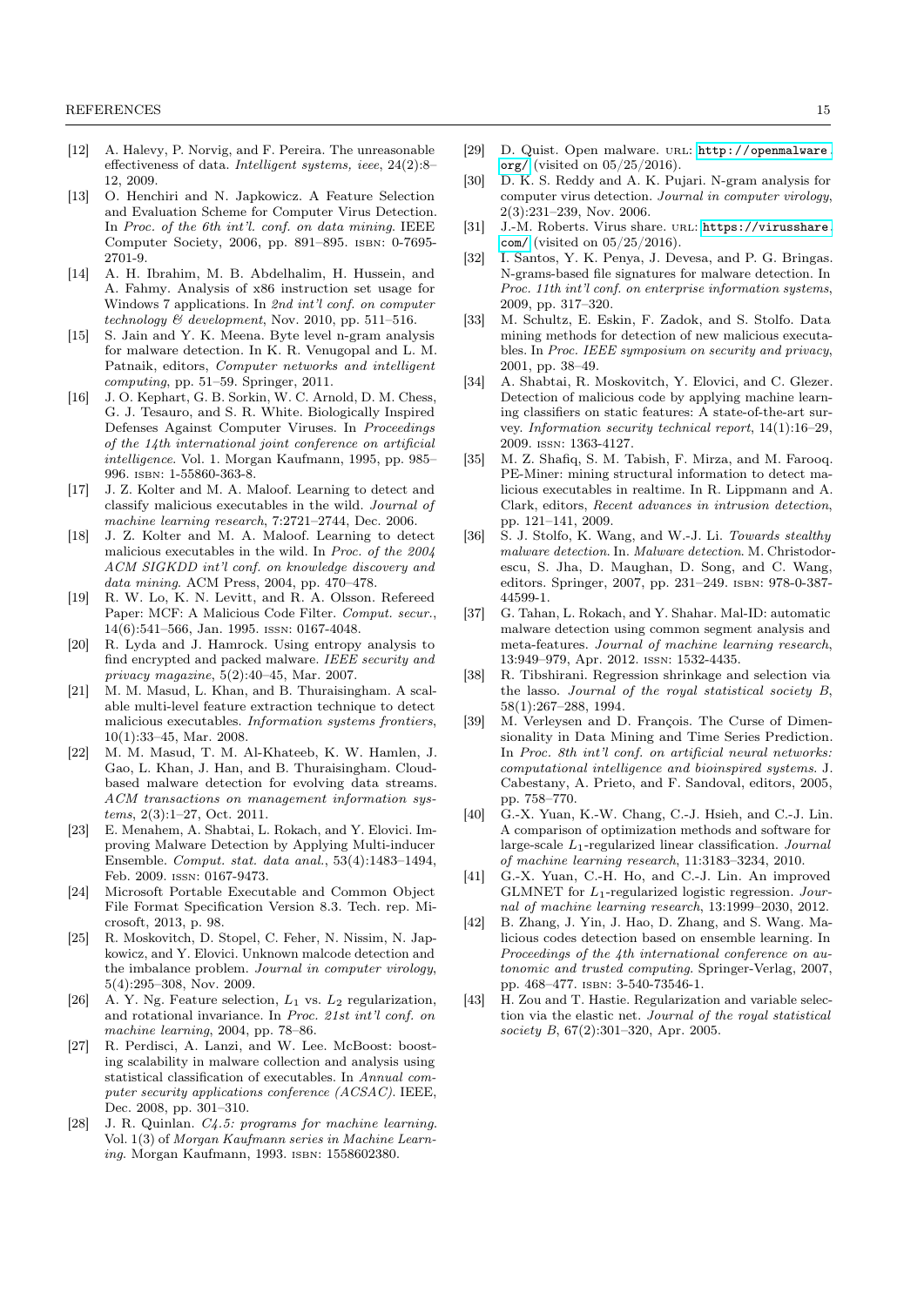- [12] A. Halevy, P. Norvig, and F. Pereira. The unreasonable effectiveness of data. *Intelligent systems, ieee*, 24(2):8–12, 2009.
- [13] O. Henchiri and N. Japkowicz. A Feature Selection and Evaluation Scheme for Computer Virus Detection. In *Proc. of the 6th int'l. conf. on data mining*. IEEE Computer Society, 2006, pp. 891–895. ISBN: 0-7695-2701-9.
- [14] A. H. Ibrahim, M. B. Abdelhalim, H. Hussein, and A. Fahmy. Analysis of x86 instruction set usage for Windows 7 applications. In *2nd int'l conf. on computer technology & development*, Nov. 2010, pp. 511–516.
- [15] S. Jain and Y. K. Meena. Byte level n-gram analysis for malware detection. In K. R. Venugopal and L. M. Patnaik, editors, *Computer networks and intelligent computing*, pp. 51–59. Springer, 2011.
- [16] J. O. Kephart, G. B. Sorkin, W. C. Arnold, D. M. Chess, G. J. Tesauro, and S. R. White. Biologically Inspired Defenses Against Computer Viruses. In *Proceedings of the 14th international joint conference on artificial intelligence*. Vol. 1. Morgan Kaufmann, 1995, pp. 985–996. ISBN: 1-55860-363-8.
- [17] J. Z. Kolter and M. A. Maloof. Learning to detect and classify malicious executables in the wild. *Journal of machine learning research*, 7:2721–2744, Dec. 2006.
- [18] J. Z. Kolter and M. A. Maloof. Learning to detect malicious executables in the wild. In *Proc. of the 2004 ACM SIGKDD int'l conf. on knowledge discovery and data mining*. ACM Press, 2004, pp. 470–478.
- [19] R. W. Lo, K. N. Levitt, and R. A. Olsson. Refereed Paper: MCF: A Malicious Code Filter. *Comput. secur.*, 14(6):541–566, Jan. 1995. ISSN: 0167-4048.
- [20] R. Lyda and J. Hamrock. Using entropy analysis to find encrypted and packed malware. *IEEE security and privacy magazine*, 5(2):40–45, Mar. 2007.
- [21] M. M. Masud, L. Khan, and B. Thuraisingham. A scalable multi-level feature extraction technique to detect malicious executables. *Information systems frontiers*, 10(1):33–45, Mar. 2008.
- [22] M. M. Masud, T. M. Al-Khateeb, K. W. Hamlen, J. Gao, L. Khan, J. Han, and B. Thuraisingham. Cloud-based malware detection for evolving data streams. *ACM transactions on management information systems*, 2(3):1–27, Oct. 2011.
- [23] E. Menahem, A. Shabtai, L. Rokach, and Y. Elovici. Improving Malware Detection by Applying Multi-inducer Ensemble. *Comput. stat. data anal.*, 53(4):1483–1494, Feb. 2009. ISSN: 0167-9473.
- [24] Microsoft Portable Executable and Common Object File Format Specification Version 8.3. Tech. rep. Microsoft, 2013, p. 98.
- [25] R. Moskovitch, D. Stopel, C. Feher, N. Nissim, N. Japkowicz, and Y. Elovici. Unknown malcode detection and the imbalance problem. *Journal in computer virology*, 5(4):295–308, Nov. 2009.
- [26] A. Y. Ng. Feature selection, $L_1$ vs. $L_2$ regularization, and rotational invariance. In *Proc. 21st int'l conf. on machine learning*, 2004, pp. 78–86.
- [27] R. Perdisci, A. Lanzi, and W. Lee. McBoost: boosting scalability in malware collection and analysis using statistical classification of executables. In *Annual computer security applications conference (ACSAC)*. IEEE, Dec. 2008, pp. 301–310.
- [28] J. R. Quinlan. *C4.5: programs for machine learning*. Vol. 1(3) of *Morgan Kaufmann series in Machine Learning*. Morgan Kaufmann, 1993. ISBN: 1558602380.
- [29] D. Quist. Open malware. URL: http://openmalware.org/ (visited on 05/25/2016).
- [30] D. K. S. Reddy and A. K. Pujari. N-gram analysis for computer virus detection. *Journal in computer virology*, 2(3):231–239, Nov. 2006.
- [31] J.-M. Roberts. Virus share. URL: https://virusshare.com/ (visited on 05/25/2016).
- [32] I. Santos, Y. K. Penya, J. Devesa, and P. G. Bringas. N-grams-based file signatures for malware detection. In *Proc. 11th int'l conf. on enterprise information systems*, 2009, pp. 317–320.
- [33] M. Schultz, E. Eskin, F. Zadok, and S. Stolfo. Data mining methods for detection of new malicious executables. In *Proc. IEEE symposium on security and privacy*, 2001, pp. 38–49.
- [34] A. Shabtai, R. Moskovitch, Y. Elovici, and C. Glezer. Detection of malicious code by applying machine learning classifiers on static features: A state-of-the-art survey. *Information security technical report*, 14(1):16–29, 2009. ISSN: 1363-4127.
- [35] M. Z. Shafiq, S. M. Tabish, F. Mirza, and M. Farooq. PE-Miner: mining structural information to detect malicious executables in realtime. In R. Lippmann and A. Clark, editors, *Recent advances in intrusion detection*, pp. 121–141, 2009.
- [36] S. J. Stolfo, K. Wang, and W.-J. Li. *Towards stealthy malware detection*. In. *Malware detection*. M. Christodorescu, S. Jha, D. Maughan, D. Song, and C. Wang, editors. Springer, 2007, pp. 231–249. ISBN: 978-0-387-44599-1.
- [37] G. Tahan, L. Rokach, and Y. Shahar. Mal-ID: automatic malware detection using common segment analysis and meta-features. *Journal of machine learning research*, 13:949–979, Apr. 2012. ISSN: 1532-4435.
- [38] R. Tibshirani. Regression shrinkage and selection via the lasso. *Journal of the royal statistical society B*, 58(1):267–288, 1994.
- [39] M. Verleysen and D. François. The Curse of Dimensionality in Data Mining and Time Series Prediction. In *Proc. 8th int'l conf. on artificial neural networks: computational intelligence and bioinspired systems*. J. Cabestany, A. Prieto, and F. Sandoval, editors, 2005, pp. 758–770.
- [40] G.-X. Yuan, K.-W. Chang, C.-J. Hsieh, and C.-J. Lin. A comparison of optimization methods and software for large-scale $L_1$-regularized linear classification. *Journal of machine learning research*, 11:3183–3234, 2010.
- [41] G.-X. Yuan, C.-H. Ho, and C.-J. Lin. An improved GLMNET for $L_1$-regularized logistic regression. *Journal of machine learning research*, 13:1999–2030, 2012.
- [42] B. Zhang, J. Yin, J. Hao, D. Zhang, and S. Wang. Malicious codes detection based on ensemble learning. In *Proceedings of the 4th international conference on autonomic and trusted computing*. Springer-Verlag, 2007, pp. 468–477. ISBN: 3-540-73546-1.
- [43] H. Zou and T. Hastie. Regularization and variable selection via the elastic net. *Journal of the royal statistical society B*, 67(2):301–320, Apr. 2005.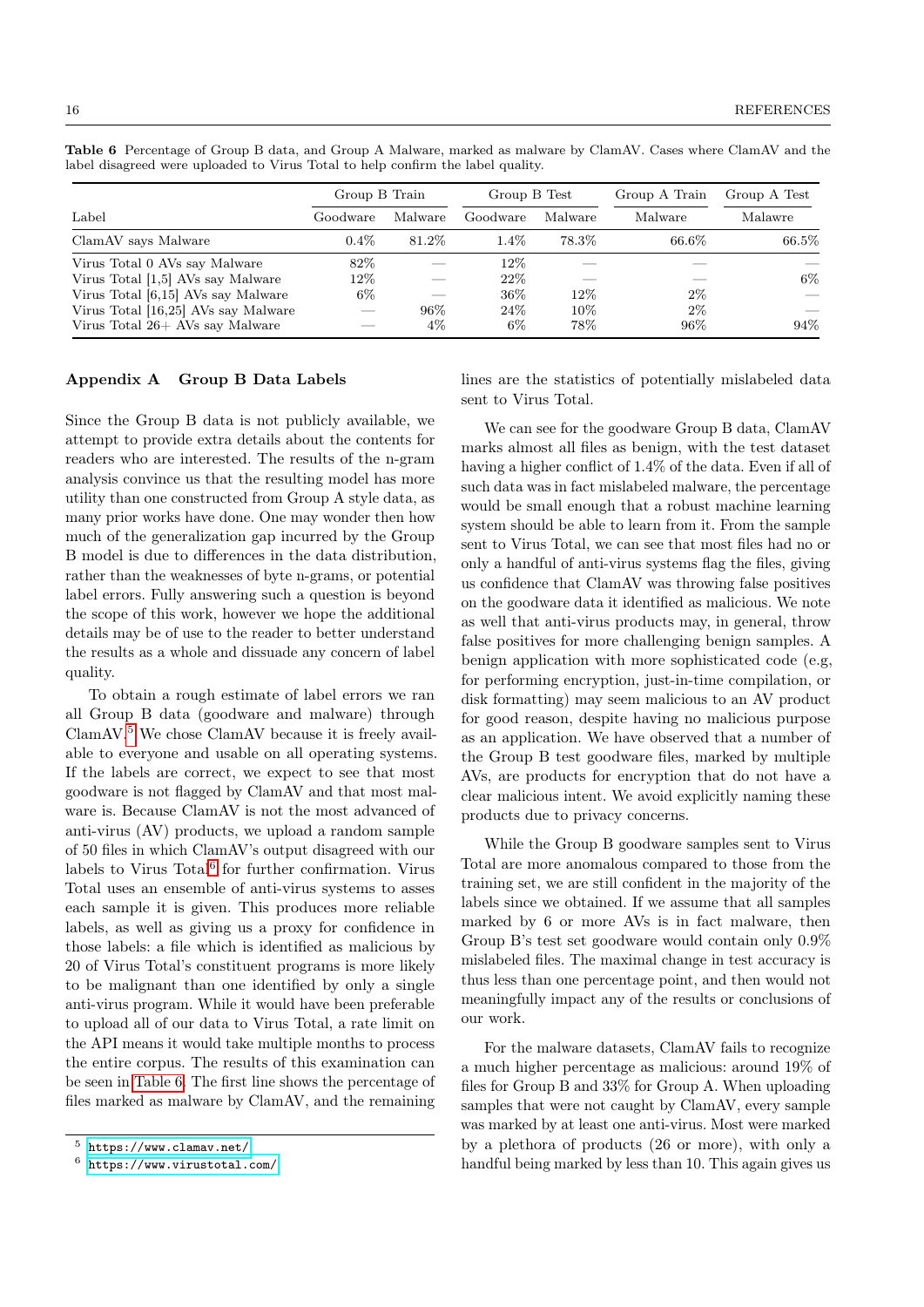**Table 6** Percentage of Group B data, and Group A Malware, marked as malware by ClamAV. Cases where ClamAV and the label disagreed were uploaded to Virus Total to help confirm the label quality.

| | Group B Train | | Group B Test | | Group A Train | Group A Test |
|---|---|---|---|---|---|---|
| Label | Goodware | Malware | Goodware | Malware | Malware | Malawre |
| ClamAV says Malware | 0.4% | 81.2% | 1.4% | 78.3% | 66.6% | 66.5% |
| Virus Total 0 AVs say Malware | 82% | — | 12% | — | — | — |
| Virus Total [1,5] AVs say Malware | 12% | — | 22% | — | — | 6% |
| Virus Total [6,15] AVs say Malware | 6% | — | 36% | 12% | 2% | — |
| Virus Total [16,25] AVs say Malware | — | 96% | 24% | 10% | 2% | — |
| Virus Total 26+ AVs say Malware | — | 4% | 6% | 78% | 96% | 94% |

## Appendix A Group B Data Labels

Since the Group B data is not publicly available, we attempt to provide extra details about the contents for readers who are interested. The results of the n-gram analysis convince us that the resulting model has more utility than one constructed from Group A style data, as many prior works have done. One may wonder then how much of the generalization gap incurred by the Group B model is due to differences in the data distribution, rather than the weaknesses of byte n-grams, or potential label errors. Fully answering such a question is beyond the scope of this work, however we hope the additional details may be of use to the reader to better understand the results as a whole and dissuade any concern of label quality.

To obtain a rough estimate of label errors we ran all Group B data (goodware and malware) through ClamAV.[5] We chose ClamAV because it is freely available to everyone and usable on all operating systems. If the labels are correct, we expect to see that most goodware is not flagged by ClamAV and that most malware is. Because ClamAV is not the most advanced of anti-virus (AV) products, we upload a random sample of 50 files in which ClamAV's output disagreed with our labels to Virus Total[6] for further confirmation. Virus Total uses an ensemble of anti-virus systems to asses each sample it is given. This produces more reliable labels, as well as giving us a proxy for confidence in those labels: a file which is identified as malicious by 20 of Virus Total's constituent programs is more likely to be malignant than one identified by only a single anti-virus program. While it would have been preferable to upload all of our data to Virus Total, a rate limit on the API means it would take multiple months to process the entire corpus. The results of this examination can be seen in Table 6. The first line shows the percentage of files marked as malware by ClamAV, and the remaining lines are the statistics of potentially mislabeled data sent to Virus Total.

We can see for the goodware Group B data, ClamAV marks almost all files as benign, with the test dataset having a higher conflict of 1.4% of the data. Even if all of such data was in fact mislabeled malware, the percentage would be small enough that a robust machine learning system should be able to learn from it. From the sample sent to Virus Total, we can see that most files had no or only a handful of anti-virus systems flag the files, giving us confidence that ClamAV was throwing false positives on the goodware data it identified as malicious. We note as well that anti-virus products may, in general, throw false positives for more challenging benign samples. A benign application with more sophisticated code (e.g, for performing encryption, just-in-time compilation, or disk formatting) may seem malicious to an AV product for good reason, despite having no malicious purpose as an application. We have observed that a number of the Group B test goodware files, marked by multiple AVs, are products for encryption that do not have a clear malicious intent. We avoid explicitly naming these products due to privacy concerns.

While the Group B goodware samples sent to Virus Total are more anomalous compared to those from the training set, we are still confident in the majority of the labels since we obtained. If we assume that all samples marked by 6 or more AVs is in fact malware, then Group B's test set goodware would contain only 0.9% mislabeled files. The maximal change in test accuracy is thus less than one percentage point, and then would not meaningfully impact any of the results or conclusions of our work.

For the malware datasets, ClamAV fails to recognize a much higher percentage as malicious: around 19% of files for Group B and 33% for Group A. When uploading samples that were not caught by ClamAV, every sample was marked by at least one anti-virus. Most were marked by a plethora of products (26 or more), with only a handful being marked by less than 10. This again gives us

[5] https://www.clamav.net/

[6] https://www.virustotal.com/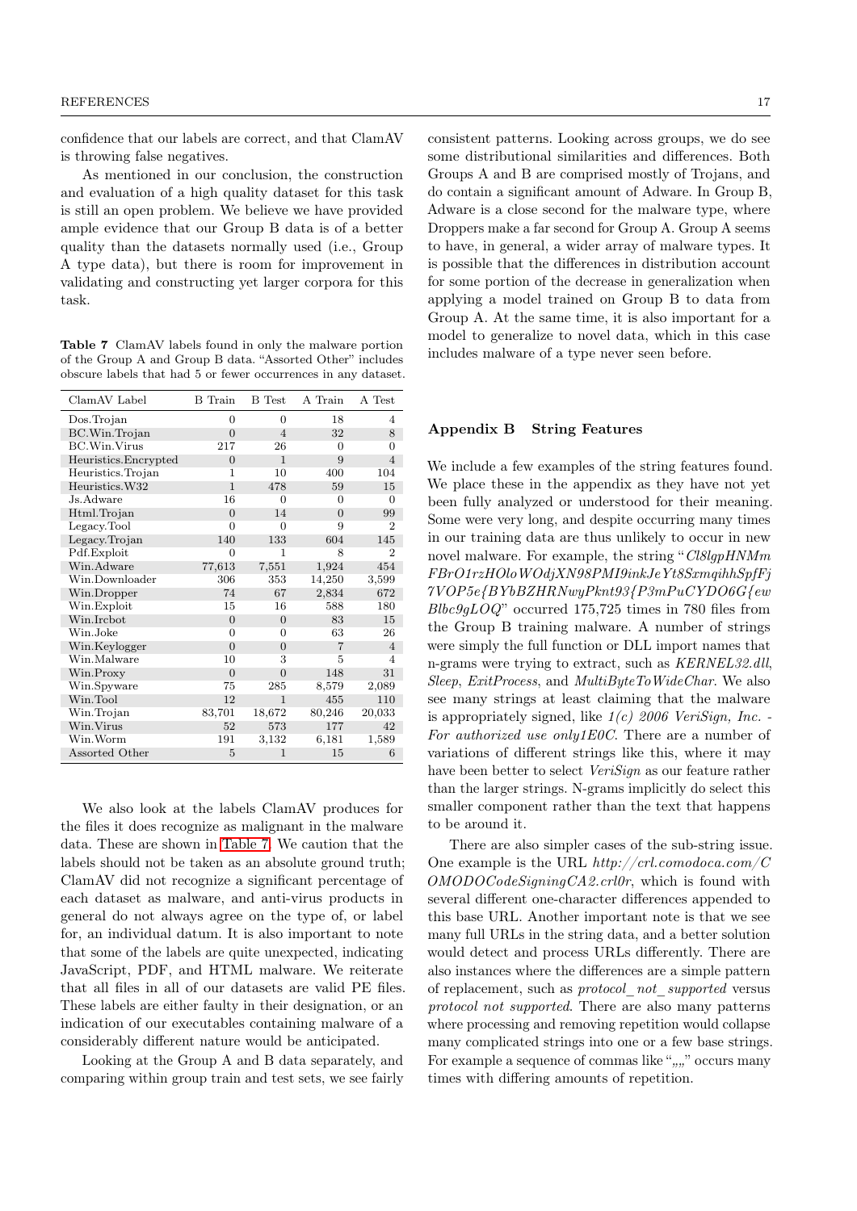confidence that our labels are correct, and that ClamAV is throwing false negatives.

As mentioned in our conclusion, the construction and evaluation of a high quality dataset for this task is still an open problem. We believe we have provided ample evidence that our Group B data is of a better quality than the datasets normally used (i.e., Group A type data), but there is room for improvement in validating and constructing yet larger corpora for this task.

**Table 7** ClamAV labels found in only the malware portion of the Group A and Group B data. "Assorted Other" includes obscure labels that had 5 or fewer occurrences in any dataset.

| ClamAV Label | B Train | B Test | A Train | A Test |
|---|---|---|---|---|
| Dos.Trojan | 0 | 0 | 18 | 4 |
| BC.Win.Trojan | 0 | 4 | 32 | 8 |
| BC.Win.Virus | 217 | 26 | 0 | 0 |
| Heuristics.Encrypted | 0 | 1 | 9 | 4 |
| Heuristics.Trojan | 1 | 10 | 400 | 104 |
| Heuristics.W32 | 1 | 478 | 59 | 15 |
| Js.Adware | 16 | 0 | 0 | 0 |
| Html.Trojan | 0 | 14 | 0 | 99 |
| Legacy.Tool | 0 | 0 | 9 | 2 |
| Legacy.Trojan | 140 | 133 | 604 | 145 |
| Pdf.Exploit | 0 | 1 | 8 | 2 |
| Win.Adware | 77,613 | 7,551 | 1,924 | 454 |
| Win.Downloader | 306 | 353 | 14,250 | 3,599 |
| Win.Dropper | 74 | 67 | 2,834 | 672 |
| Win.Exploit | 15 | 16 | 588 | 180 |
| Win.Ircbot | 0 | 0 | 83 | 15 |
| Win.Joke | 0 | 0 | 63 | 26 |
| Win.Keylogger | 0 | 0 | 7 | 4 |
| Win.Malware | 10 | 3 | 5 | 4 |
| Win.Proxy | 0 | 0 | 148 | 31 |
| Win.Spyware | 75 | 285 | 8,579 | 2,089 |
| Win.Tool | 12 | 1 | 455 | 110 |
| Win.Trojan | 83,701 | 18,672 | 80,246 | 20,033 |
| Win.Virus | 52 | 573 | 177 | 42 |
| Win.Worm | 191 | 3,132 | 6,181 | 1,589 |
| Assorted Other | 5 | 1 | 15 | 6 |

We also look at the labels ClamAV produces for the files it does recognize as malignant in the malware data. These are shown in Table 7. We caution that the labels should not be taken as an absolute ground truth; ClamAV did not recognize a significant percentage of each dataset as malware, and anti-virus products in general do not always agree on the type of, or label for, an individual datum. It is also important to note that some of the labels are quite unexpected, indicating JavaScript, PDF, and HTML malware. We reiterate that all files in all of our datasets are valid PE files. These labels are either faulty in their designation, or an indication of our executables containing malware of a considerably different nature would be anticipated.

Looking at the Group A and B data separately, and comparing within group train and test sets, we see fairly consistent patterns. Looking across groups, we do see some distributional similarities and differences. Both Groups A and B are comprised mostly of Trojans, and do contain a significant amount of Adware. In Group B, Adware is a close second for the malware type, where Droppers make a far second for Group A. Group A seems to have, in general, a wider array of malware types. It is possible that the differences in distribution account for some portion of the decrease in generalization when applying a model trained on Group B to data from Group A. At the same time, it is also important for a model to generalize to novel data, which in this case includes malware of a type never seen before.

## Appendix B String Features

We include a few examples of the string features found. We place these in the appendix as they have not yet been fully analyzed or understood for their meaning. Some were very long, and despite occurring many times in our training data are thus unlikely to occur in new novel malware. For example, the string "*Cl8lgpHNMm FBrO1rzHOloWOdjXN98PMI9inkJeYt8SxmqihhSpfFj 7VOP5e{BYbBZHRNwyPknt93{P3mPuCYDO6G{ew Blbc9gLOQ*" occurred 175,725 times in 780 files from the Group B training malware. A number of strings were simply the full function or DLL import names that n-grams were trying to extract, such as *KERNEL32.dll*, *Sleep*, *ExitProcess*, and *MultiByteToWideChar*. We also see many strings at least claiming that the malware is appropriately signed, like *1(c) 2006 VeriSign, Inc. - For authorized use only1E0C*. There are a number of variations of different strings like this, where it may have been better to select *VeriSign* as our feature rather than the larger strings. N-grams implicitly do select this smaller component rather than the text that happens to be around it.

There are also simpler cases of the sub-string issue. One example is the URL *http://crl.comodoca.com/COMODOCodeSigningCA2.crl0r*, which is found with several different one-character differences appended to this base URL. Another important note is that we see many full URLs in the string data, and a better solution would detect and process URLs differently. There are also instances where the differences are a simple pattern of replacement, such as *protocol_not_supported* versus *protocol not supported*. There are also many patterns where processing and removing repetition would collapse many complicated strings into one or a few base strings. For example a sequence of commas like ",,,," occurs many times with differing amounts of repetition.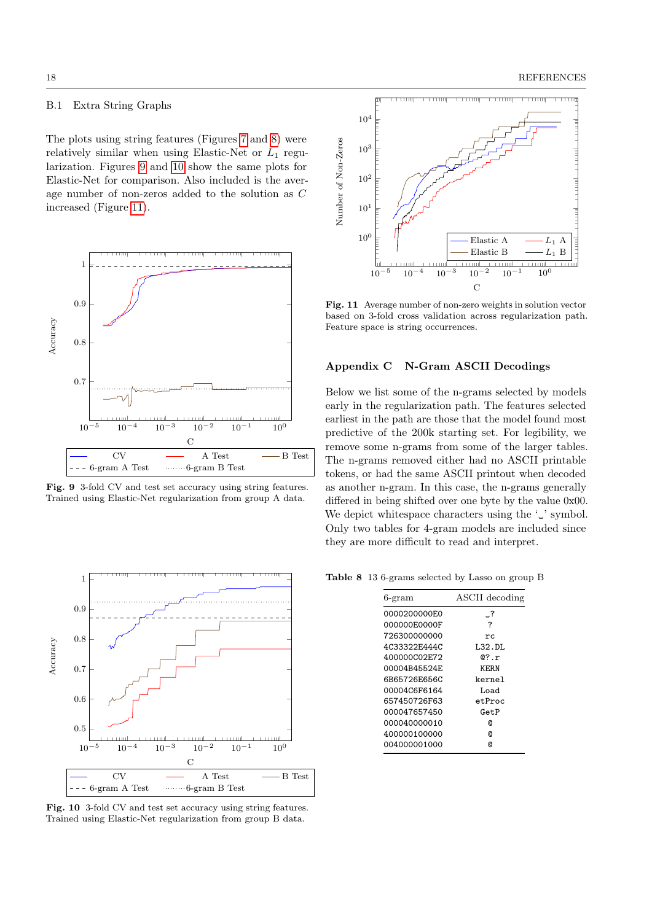### B.1 Extra String Graphs

The plots using string features (Figures 7 and 8) were relatively similar when using Elastic-Net or $L_1$ regularization. Figures 9 and 10 show the same plots for Elastic-Net for comparison. Also included is the average number of non-zeros added to the solution as $C$ increased (Figure 11).

**Fig. 9** 3-fold CV and test set accuracy using string features. Trained using Elastic-Net regularization from group A data.

**Fig. 10** 3-fold CV and test set accuracy using string features. Trained using Elastic-Net regularization from group B data.

**Fig. 11** Average number of non-zero weights in solution vector based on 3-fold cross validation across regularization path. Feature space is string occurrences.

## Appendix C N-Gram ASCII Decodings

Below we list some of the n-grams selected by models early in the regularization path. The features selected earliest in the path are those that the model found most predictive of the 200k starting set. For legibility, we remove some n-grams from some of the larger tables. The n-grams removed either had no ASCII printable tokens, or had the same ASCII printout when decoded as another n-gram. In this case, the n-grams generally differed in being shifted over one byte by the value 0x00. We depict whitespace characters using the '␣' symbol. Only two tables for 4-gram models are included since they are more difficult to read and interpret.

**Table 8** 13 6-grams selected by Lasso on group B

| 6-gram | ASCII decoding |
|---|---|
| 0000200000E0 | ␣? |
| 000000E0000F | ? |
| 726300000000 | rc |
| 4C33322E444C | L32.DL |
| 400000C02E72 | @?.r |
| 00004B45524E | KERN |
| 6B65726E656C | kernel |
| 00004C6F6164 | Load |
| 657450726F63 | etProc |
| 000047657450 | GetP |
| 000040000010 | @ |
| 400000100000 | @ |
| 004000001000 | @ |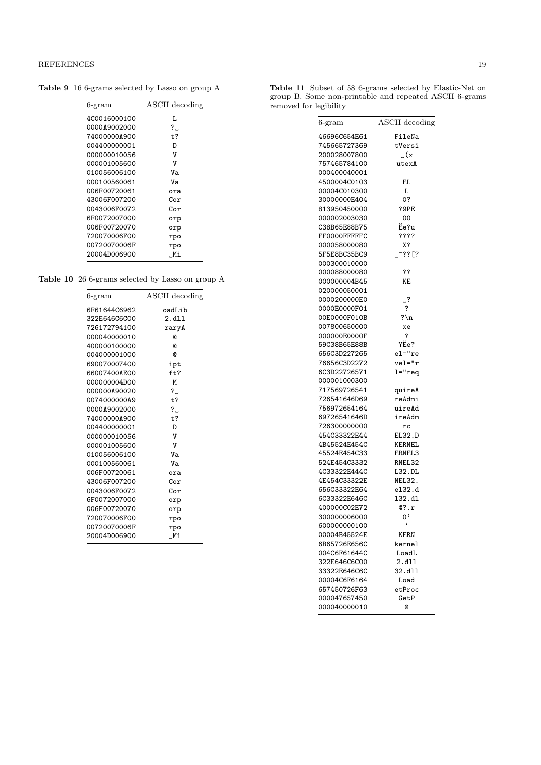**Table 9** 16 6-grams selected by Lasso on group A

| 6-gram | ASCII decoding |
|---|---|
| 4C0016000100 | L |
| 0000A9002000 | ?␣ |
| 74000000A900 | t? |
| 004400000001 | D |
| 000000010056 | V |
| 000001005600 | V |
| 010056006100 | Va |
| 000100560061 | Va |
| 006F00720061 | ora |
| 43006F007200 | Cor |
| 0043006F0072 | Cor |
| 6F0072007000 | orp |
| 006F00720070 | orp |
| 720070006F00 | rpo |
| 00720070006F | rpo |
| 20004D006900 | ␣Mi |

**Table 10** 26 6-grams selected by Lasso on group A

| 6-gram | ASCII decoding |
|---|---|
| 6F61644C6962 | oadLib |
| 322E646C6C00 | 2.dll |
| 726172794100 | raryA |
| 000040000010 | @ |
| 400000100000 | @ |
| 004000001000 | @ |
| 690070007400 | ipt |
| 66007400AE00 | ft? |
| 000000004D00 | M |
| 000000A90020 | ?␣ |
| 0074000000A9 | t? |
| 0000A9002000 | ?␣ |
| 74000000A900 | t? |
| 004400000001 | D |
| 000000010056 | V |
| 000001005600 | V |
| 010056006100 | Va |
| 000100560061 | Va |
| 006F00720061 | ora |
| 43006F007200 | Cor |
| 0043006F0072 | Cor |
| 6F0072007000 | orp |
| 006F00720070 | orp |
| 720070006F00 | rpo |
| 00720070006F | rpo |
| 20004D006900 | ␣Mi |

**Table 11** Subset of 58 6-grams selected by Elastic-Net on group B. Some non-printable and repeated ASCII 6-grams removed for legibility

| 6-gram | ASCII decoding |
|---|---|
| 46696C654E61 | FileNa |
| 745665727369 | tVersi |
| 200028007800 | ␣(x |
| 757465784100 | utexA |
| 000400040001 | |
| 4500004C0103 | EL |
| 00004C010300 | L |
| 30000000E404 | 0? |
| 813950450000 | ?9PE |
| 000002003030 | 00 |
| C38B65E88B75 | Ëe?u |
| FF0000FFFFFC | ???? |
| 000058000080 | X? |
| 5F5E8BC35BC9 | _^??[? |
| 000300010000 | |
| 000088000080 | ?? |
| 000000004B45 | KE |
| 020000050001 | |
| 0000200000E0 | ␣? |
| 0000E0000F01 | ? |
| 00E0000F010B | ?\n |
| 007800650000 | xe |
| 000000E0000F | ? |
| 59C38B65E88B | YËe? |
| 656C3D227265 | el="re |
| 76656C3D2272 | vel="r |
| 6C3D22726571 | l="req |
| 000001000300 | |
| 717569726541 | quireA |
| 726541646D69 | reAdmi |
| 756972654164 | uireAd |
| 69726541646D | ireAdm |
| 726300000000 | rc |
| 454C33322E44 | EL32.D |
| 4B45524E454C | KERNEL |
| 45524E454C33 | ERNEL3 |
| 524E454C3332 | RNEL32 |
| 4C33322E444C | L32.DL |
| 4E454C33322E | NEL32. |
| 656C33322E64 | el32.d |
| 6C33322E646C | l32.dl |
| 400000C02E72 | @?.r |
| 300000006000 | 0‘ |
| 600000000100 | ‘ |
| 00004B45524E | KERN |
| 6B65726E656C | kernel |
| 004C6F61644C | LoadL |
| 322E646C6C00 | 2.dll |
| 33322E646C6C | 32.dll |
| 00004C6F6164 | Load |
| 657450726F63 | etProc |
| 000047657450 | GetP |
| 000040000010 | @ |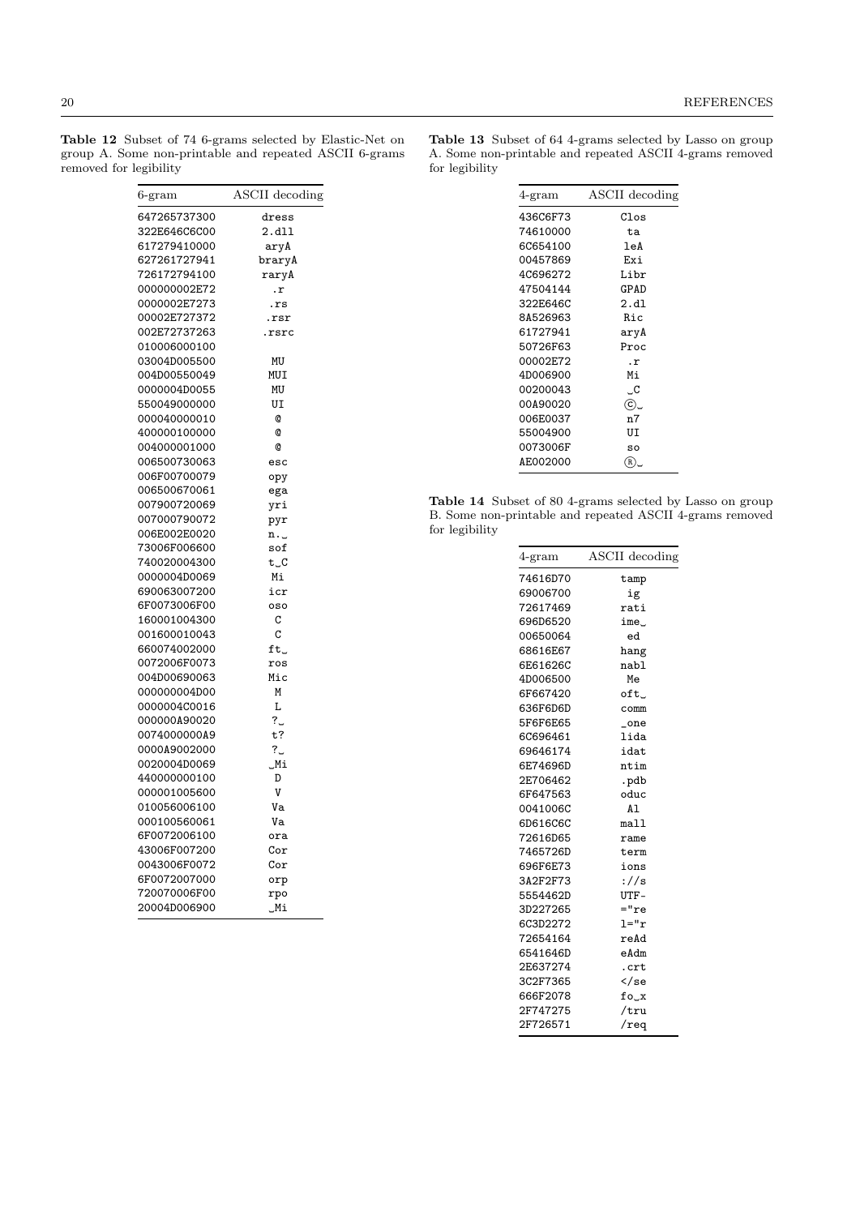**Table 12** Subset of 74 6-grams selected by Elastic-Net on group A. Some non-printable and repeated ASCII 6-grams removed for legibility

| 6-gram | ASCII decoding |
|---|---|
| 647265737300 | dress |
| 322E646C6C00 | 2.dll |
| 617279410000 | aryA |
| 627261727941 | braryA |
| 726172794100 | raryA |
| 000000002E72 | .r |
| 0000002E7273 | .rs |
| 00002E727372 | .rsr |
| 002E72737263 | .rsrc |
| 010006000100 | |
| 03004D005500 | MU |
| 004D00550049 | MUI |
| 0000004D0055 | MU |
| 550049000000 | UI |
| 000040000010 | @ |
| 400000100000 | @ |
| 004000001000 | @ |
| 006500730063 | esc |
| 006F00700079 | opy |
| 006500670061 | ega |
| 007900720069 | yri |
| 007000790072 | pyr |
| 006E002E0020 | n.␣ |
| 73006F006600 | sof |
| 740020004300 | t␣C |
| 0000004D0069 | Mi |
| 690063007200 | icr |
| 6F0073006F00 | oso |
| 160001004300 | C |
| 001600010043 | C |
| 660074002000 | ft␣ |
| 0072006F0073 | ros |
| 004D00690063 | Mic |
| 000000004D00 | M |
| 0000004C0016 | L |
| 000000A90020 | ?␣ |
| 0074000000A9 | t? |
| 0000A9002000 | ?␣ |
| 0020004D0069 | ␣Mi |
| 440000000100 | D |
| 000001005600 | V |
| 010056006100 | Va |
| 000100560061 | Va |
| 6F0072006100 | ora |
| 43006F007200 | Cor |
| 0043006F0072 | Cor |
| 6F0072007000 | orp |
| 720070006F00 | rpo |
| 20004D006900 | ␣Mi |

**Table 13** Subset of 64 4-grams selected by Lasso on group A. Some non-printable and repeated ASCII 4-grams removed for legibility

| 4-gram | ASCII decoding |
|---|---|
| 436C6F73 | Clos |
| 74610000 | ta |
| 6C654100 | leA |
| 00457869 | Exi |
| 4C696272 | Libr |
| 47504144 | GPAD |
| 322E646C | 2.dl |
| 8A526963 | Ric |
| 61727941 | aryA |
| 50726F63 | Proc |
| 00002E72 | .r |
| 4D006900 | Mi |
| 00200043 | ␣C |
| 00A90020 | ©␣ |
| 006E0037 | n7 |
| 55004900 | UI |
| 0073006F | so |
| AE002000 | ®␣ |

**Table 14** Subset of 80 4-grams selected by Lasso on group B. Some non-printable and repeated ASCII 4-grams removed for legibility

| 4-gram | ASCII decoding |
|---|---|
| 74616D70 | tamp |
| 69006700 | ig |
| 72617469 | rati |
| 696D6520 | ime␣ |
| 00650064 | ed |
| 68616E67 | hang |
| 6E61626C | nabl |
| 4D006500 | Me |
| 6F667420 | oft␣ |
| 636F6D6D | comm |
| 5F6F6E65 | _one |
| 6C696461 | lida |
| 69646174 | idat |
| 6E74696D | ntim |
| 2E706462 | .pdb |
| 6F647563 | oduc |
| 0041006C | Al |
| 6D616C6C | mall |
| 72616D65 | rame |
| 7465726D | term |
| 696F6E73 | ions |
| 3A2F2F73 | ://s |
| 5554462D | UTF- |
| 3D227265 | ="re |
| 6C3D2272 | l="r |
| 72654164 | reAd |
| 6541646D | eAdm |
| 2E637274 | .crt |
| 3C2F7365 | </se |
| 666F2078 | fo␣x |
| 2F747275 | /tru |
| 2F726571 | /req |